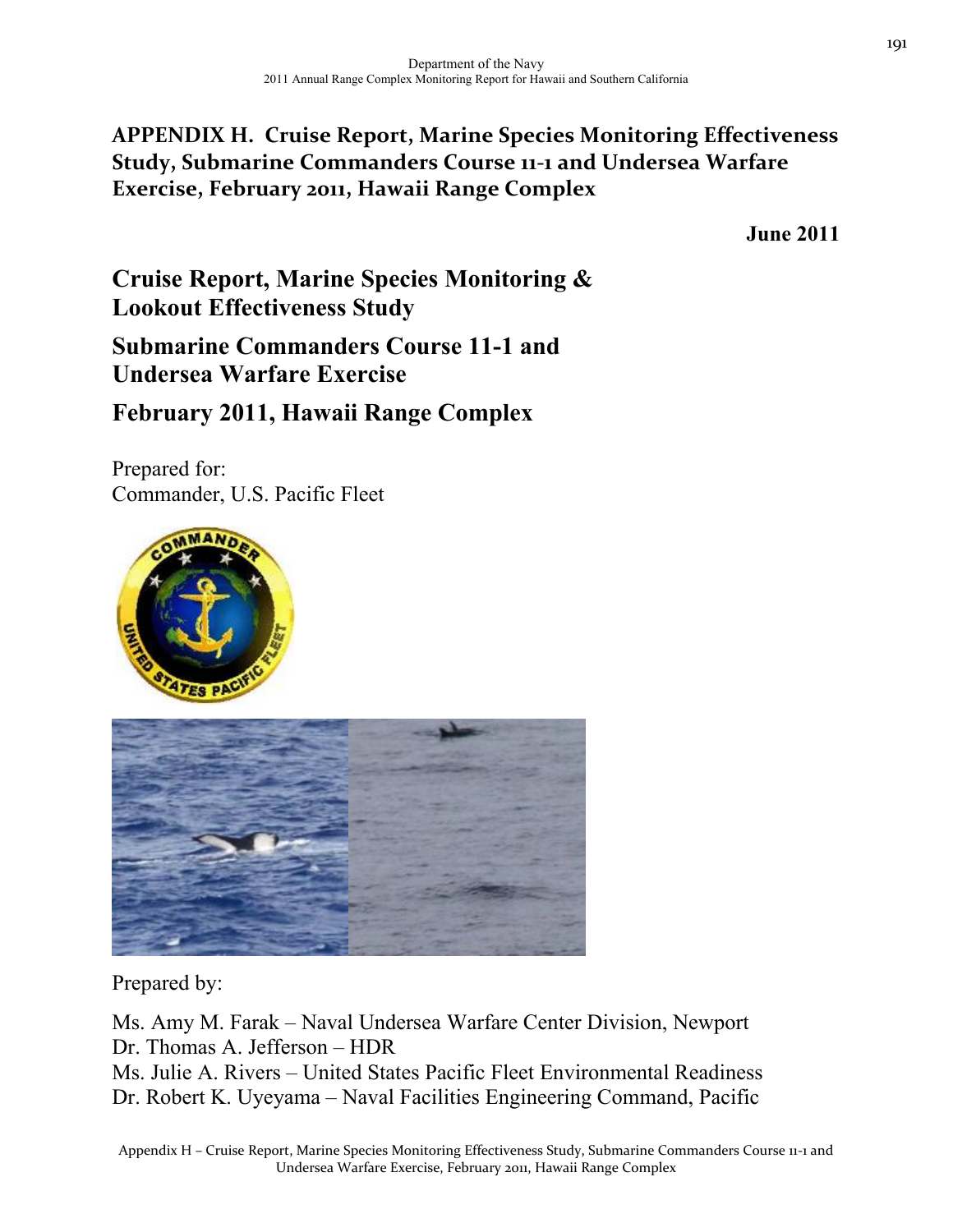# APPENDIX H. Cruise Report, Marine Species Monitoring Effectiveness Study, Submarine Commanders Course 11-1 and Undersea Warfare Exercise, February 2011, Hawaii Range Complex

**June 2011**

## Cruise Report, Marine Species Monitoring & Lookout Effectiveness Study

## Submarine Commanders Course 11-1 and Undersea Warfare Exercise

## February 2011, Hawaii Range Complex

Prepared for:
Commander, U.S. Pacific Fleet

Prepared by:

Ms. Amy M. Farak – Naval Undersea Warfare Center Division, Newport
Dr. Thomas A. Jefferson – HDR
Ms. Julie A. Rivers – United States Pacific Fleet Environmental Readiness
Dr. Robert K. Uyeyama – Naval Facilities Engineering Command, Pacific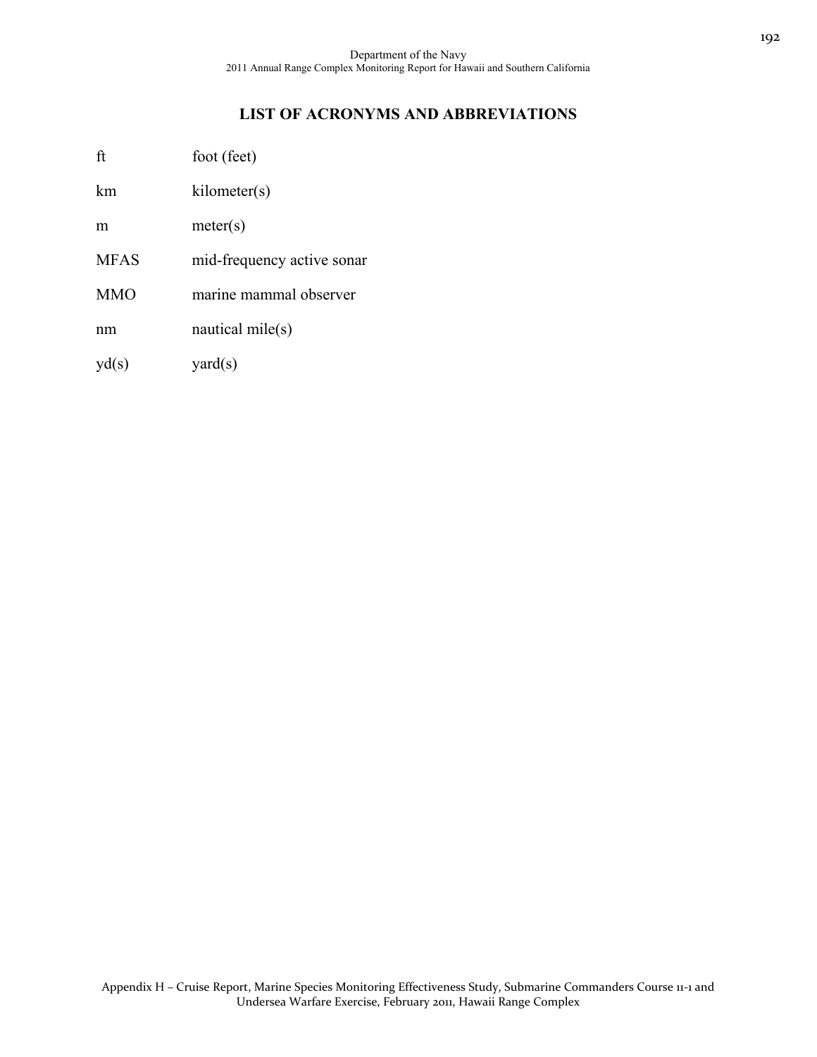# LIST OF ACRONYMS AND ABBREVIATIONS

| | |
|---|---|
| ft | foot (feet) |
| km | kilometer(s) |
| m | meter(s) |
| MFAS | mid-frequency active sonar |
| MMO | marine mammal observer |
| nm | nautical mile(s) |
| yd(s) | yard(s) |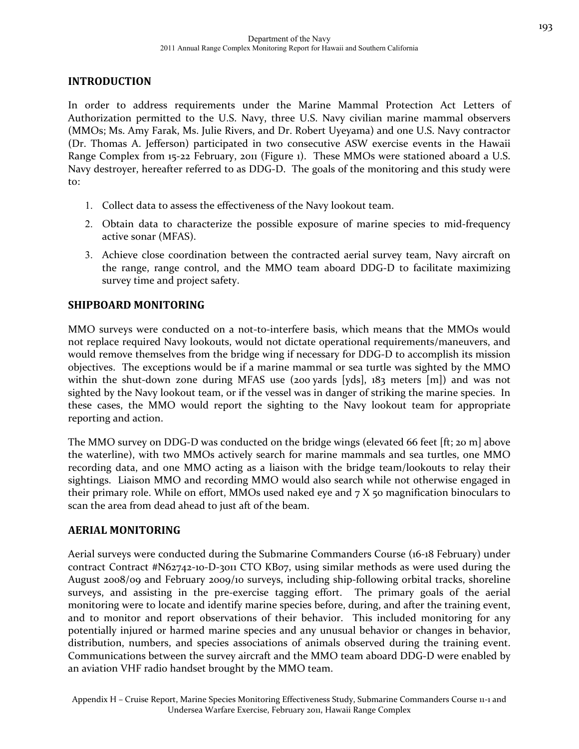## INTRODUCTION

In order to address requirements under the Marine Mammal Protection Act Letters of Authorization permitted to the U.S. Navy, three U.S. Navy civilian marine mammal observers (MMOs; Ms. Amy Farak, Ms. Julie Rivers, and Dr. Robert Uyeyama) and one U.S. Navy contractor (Dr. Thomas A. Jefferson) participated in two consecutive ASW exercise events in the Hawaii Range Complex from 15-22 February, 2011 (Figure 1). These MMOs were stationed aboard a U.S. Navy destroyer, hereafter referred to as DDG-D. The goals of the monitoring and this study were to:

1. Collect data to assess the effectiveness of the Navy lookout team.
2. Obtain data to characterize the possible exposure of marine species to mid-frequency active sonar (MFAS).
3. Achieve close coordination between the contracted aerial survey team, Navy aircraft on the range, range control, and the MMO team aboard DDG-D to facilitate maximizing survey time and project safety.

## SHIPBOARD MONITORING

MMO surveys were conducted on a not-to-interfere basis, which means that the MMOs would not replace required Navy lookouts, would not dictate operational requirements/maneuvers, and would remove themselves from the bridge wing if necessary for DDG-D to accomplish its mission objectives. The exceptions would be if a marine mammal or sea turtle was sighted by the MMO within the shut-down zone during MFAS use (200 yards [yds], 183 meters [m]) and was not sighted by the Navy lookout team, or if the vessel was in danger of striking the marine species. In these cases, the MMO would report the sighting to the Navy lookout team for appropriate reporting and action.

The MMO survey on DDG-D was conducted on the bridge wings (elevated 66 feet [ft; 20 m] above the waterline), with two MMOs actively search for marine mammals and sea turtles, one MMO recording data, and one MMO acting as a liaison with the bridge team/lookouts to relay their sightings. Liaison MMO and recording MMO would also search while not otherwise engaged in their primary role. While on effort, MMOs used naked eye and 7 X 50 magnification binoculars to scan the area from dead ahead to just aft of the beam.

## AERIAL MONITORING

Aerial surveys were conducted during the Submarine Commanders Course (16-18 February) under contract Contract #N62742-10-D-3011 CTO KB07, using similar methods as were used during the August 2008/09 and February 2009/10 surveys, including ship-following orbital tracks, shoreline surveys, and assisting in the pre-exercise tagging effort. The primary goals of the aerial monitoring were to locate and identify marine species before, during, and after the training event, and to monitor and report observations of their behavior. This included monitoring for any potentially injured or harmed marine species and any unusual behavior or changes in behavior, distribution, numbers, and species associations of animals observed during the training event. Communications between the survey aircraft and the MMO team aboard DDG-D were enabled by an aviation VHF radio handset brought by the MMO team.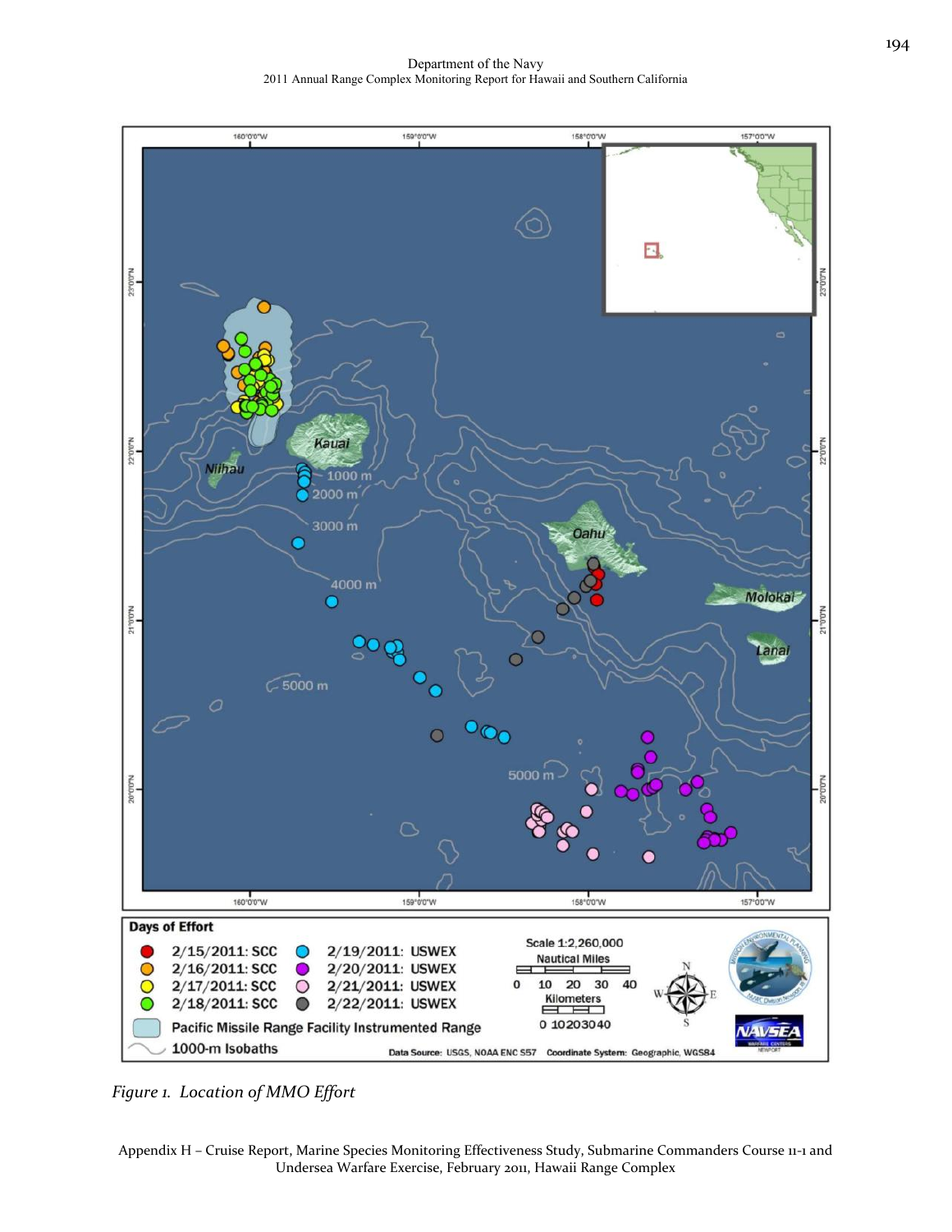*Figure 1. Location of MMO Effort*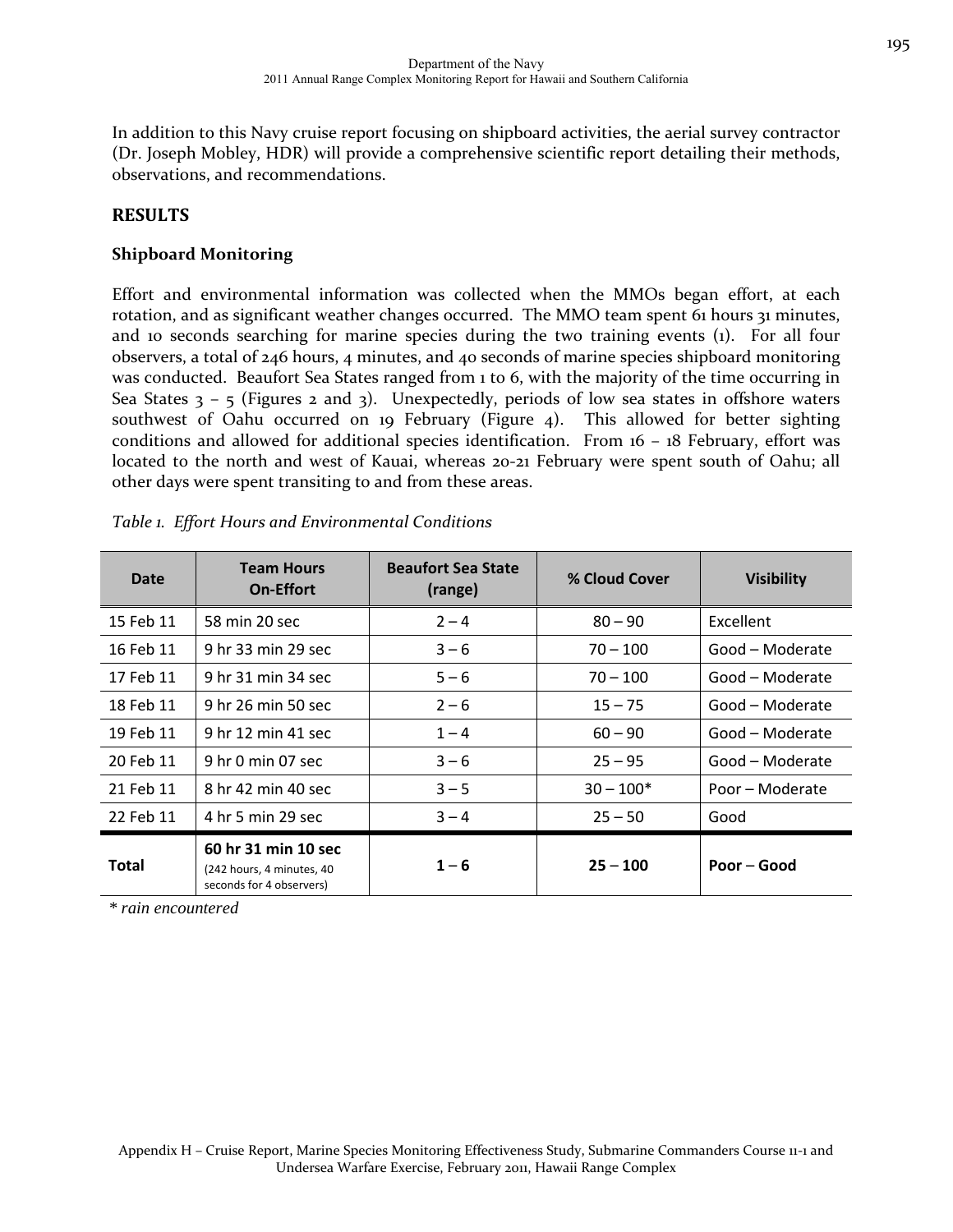In addition to this Navy cruise report focusing on shipboard activities, the aerial survey contractor (Dr. Joseph Mobley, HDR) will provide a comprehensive scientific report detailing their methods, observations, and recommendations.

## RESULTS

### Shipboard Monitoring

Effort and environmental information was collected when the MMOs began effort, at each rotation, and as significant weather changes occurred. The MMO team spent 61 hours 31 minutes, and 10 seconds searching for marine species during the two training events (1). For all four observers, a total of 246 hours, 4 minutes, and 40 seconds of marine species shipboard monitoring was conducted. Beaufort Sea States ranged from 1 to 6, with the majority of the time occurring in Sea States 3 – 5 (Figures 2 and 3). Unexpectedly, periods of low sea states in offshore waters southwest of Oahu occurred on 19 February (Figure 4). This allowed for better sighting conditions and allowed for additional species identification. From 16 – 18 February, effort was located to the north and west of Kauai, whereas 20-21 February were spent south of Oahu; all other days were spent transiting to and from these areas.

*Table 1. Effort Hours and Environmental Conditions*

| Date | Team Hours On-Effort | Beaufort Sea State (range) | % Cloud Cover | Visibility |
|---|---|---|---|---|
| 15 Feb 11 | 58 min 20 sec | 2 – 4 | 80 – 90 | Excellent |
| 16 Feb 11 | 9 hr 33 min 29 sec | 3 – 6 | 70 – 100 | Good – Moderate |
| 17 Feb 11 | 9 hr 31 min 34 sec | 5 – 6 | 70 – 100 | Good – Moderate |
| 18 Feb 11 | 9 hr 26 min 50 sec | 2 – 6 | 15 – 75 | Good – Moderate |
| 19 Feb 11 | 9 hr 12 min 41 sec | 1 – 4 | 60 – 90 | Good – Moderate |
| 20 Feb 11 | 9 hr 0 min 07 sec | 3 – 6 | 25 – 95 | Good – Moderate |
| 21 Feb 11 | 8 hr 42 min 40 sec | 3 – 5 | 30 – 100* | Poor – Moderate |
| 22 Feb 11 | 4 hr 5 min 29 sec | 3 – 4 | 25 – 50 | Good |
| **Total** | **60 hr 31 min 10 sec** (242 hours, 4 minutes, 40 seconds for 4 observers) | **1 – 6** | **25 – 100** | **Poor – Good** |

*\* rain encountered*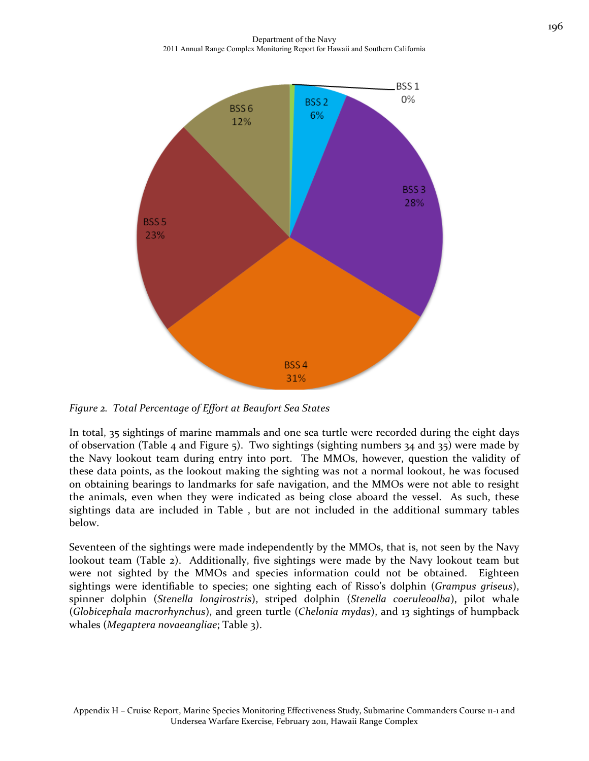*Figure 2. Total Percentage of Effort at Beaufort Sea States*

In total, 35 sightings of marine mammals and one sea turtle were recorded during the eight days of observation (Table 4 and Figure 5). Two sightings (sighting numbers 34 and 35) were made by the Navy lookout team during entry into port. The MMOs, however, question the validity of these data points, as the lookout making the sighting was not a normal lookout, he was focused on obtaining bearings to landmarks for safe navigation, and the MMOs were not able to resight the animals, even when they were indicated as being close aboard the vessel. As such, these sightings data are included in Table , but are not included in the additional summary tables below.

Seventeen of the sightings were made independently by the MMOs, that is, not seen by the Navy lookout team (Table 2). Additionally, five sightings were made by the Navy lookout team but were not sighted by the MMOs and species information could not be obtained. Eighteen sightings were identifiable to species; one sighting each of Risso's dolphin (*Grampus griseus*), spinner dolphin (*Stenella longirostris*), striped dolphin (*Stenella coeruleoalba*), pilot whale (*Globicephala macrorhynchus*), and green turtle (*Chelonia mydas*), and 13 sightings of humpback whales (*Megaptera novaeangliae*; Table 3).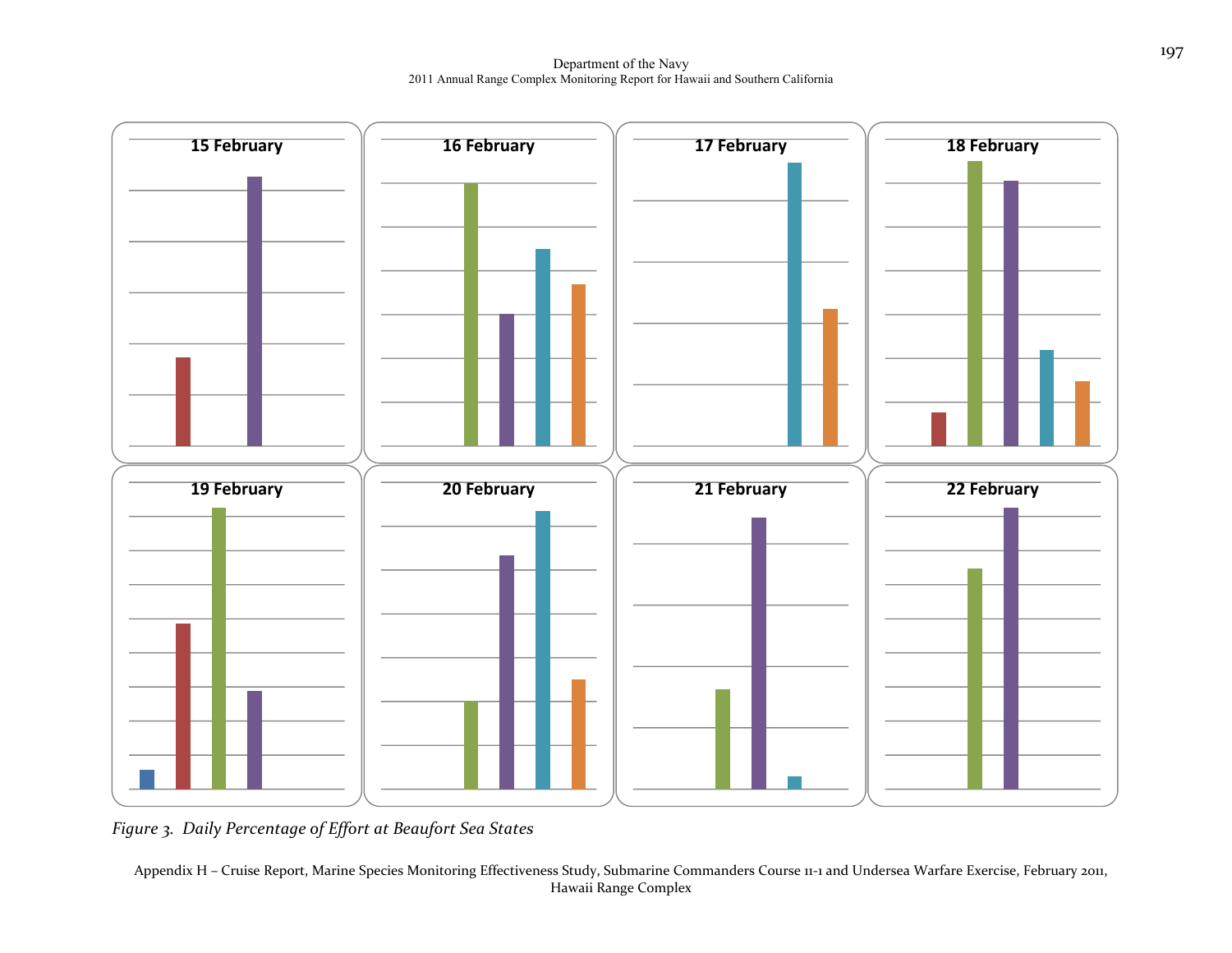15 February

16 February

17 February

18 February

19 February

20 February

21 February

22 February

*Figure 3. Daily Percentage of Effort at Beaufort Sea States*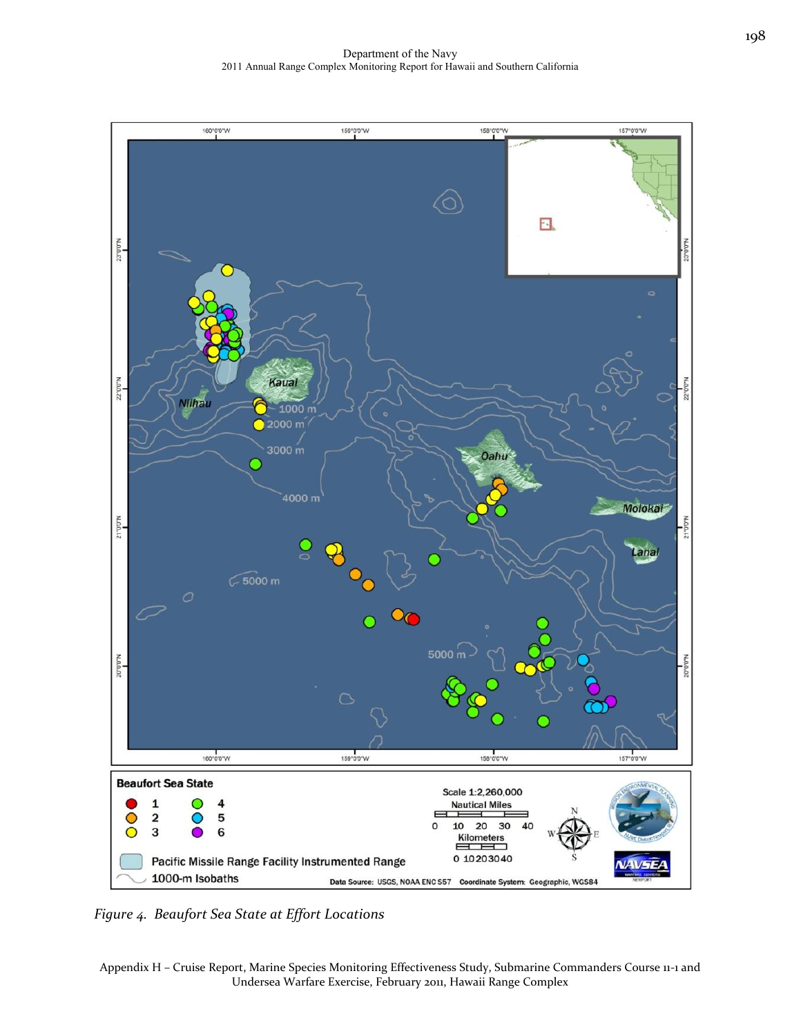*Figure 4. Beaufort Sea State at Effort Locations*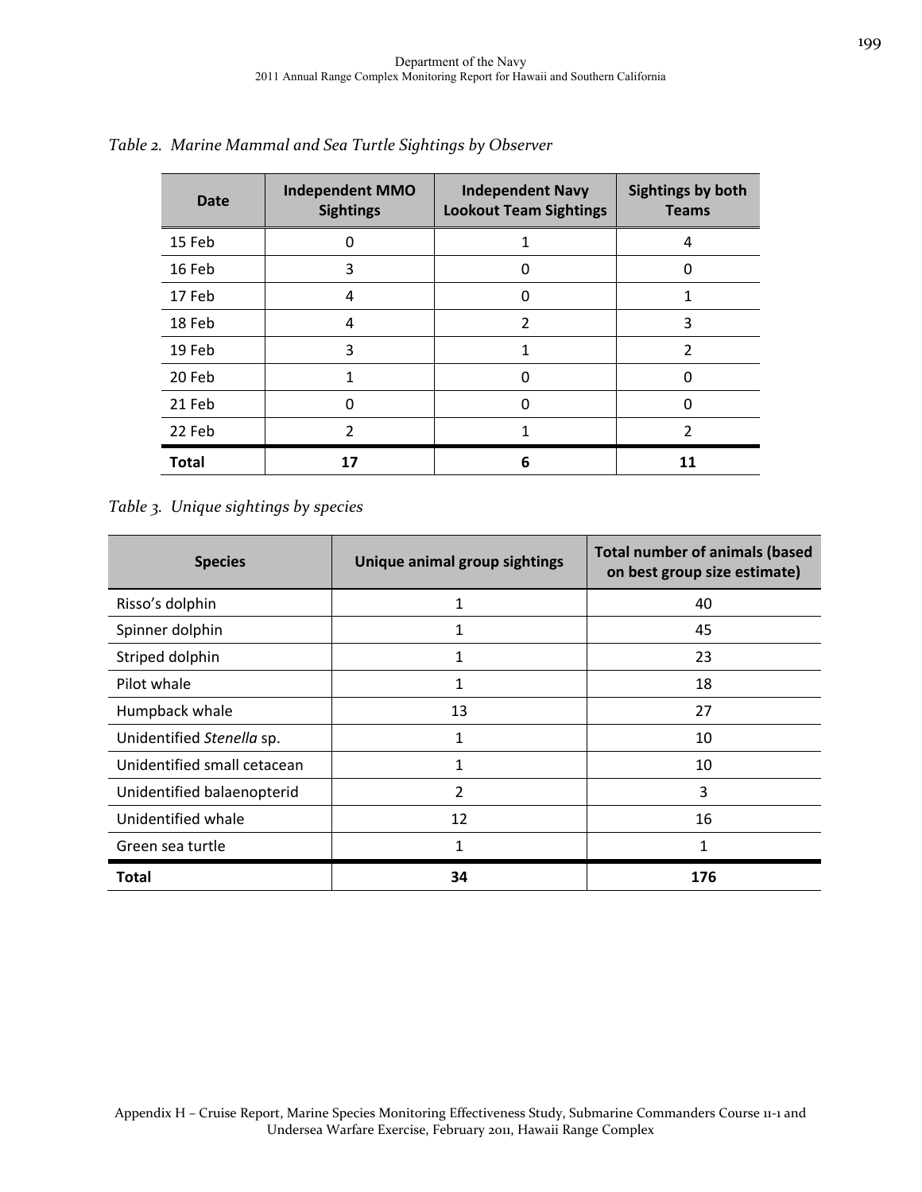*Table 2. Marine Mammal and Sea Turtle Sightings by Observer*

| Date | Independent MMO Sightings | Independent Navy Lookout Team Sightings | Sightings by both Teams |
|---|---|---|---|
| 15 Feb | 0 | 1 | 4 |
| 16 Feb | 3 | 0 | 0 |
| 17 Feb | 4 | 0 | 1 |
| 18 Feb | 4 | 2 | 3 |
| 19 Feb | 3 | 1 | 2 |
| 20 Feb | 1 | 0 | 0 |
| 21 Feb | 0 | 0 | 0 |
| 22 Feb | 2 | 1 | 2 |
| **Total** | **17** | **6** | **11** |

*Table 3. Unique sightings by species*

| Species | Unique animal group sightings | Total number of animals (based on best group size estimate) |
|---|---|---|
| Risso's dolphin | 1 | 40 |
| Spinner dolphin | 1 | 45 |
| Striped dolphin | 1 | 23 |
| Pilot whale | 1 | 18 |
| Humpback whale | 13 | 27 |
| Unidentified *Stenella* sp. | 1 | 10 |
| Unidentified small cetacean | 1 | 10 |
| Unidentified balaenopterid | 2 | 3 |
| Unidentified whale | 12 | 16 |
| Green sea turtle | 1 | 1 |
| **Total** | **34** | **176** |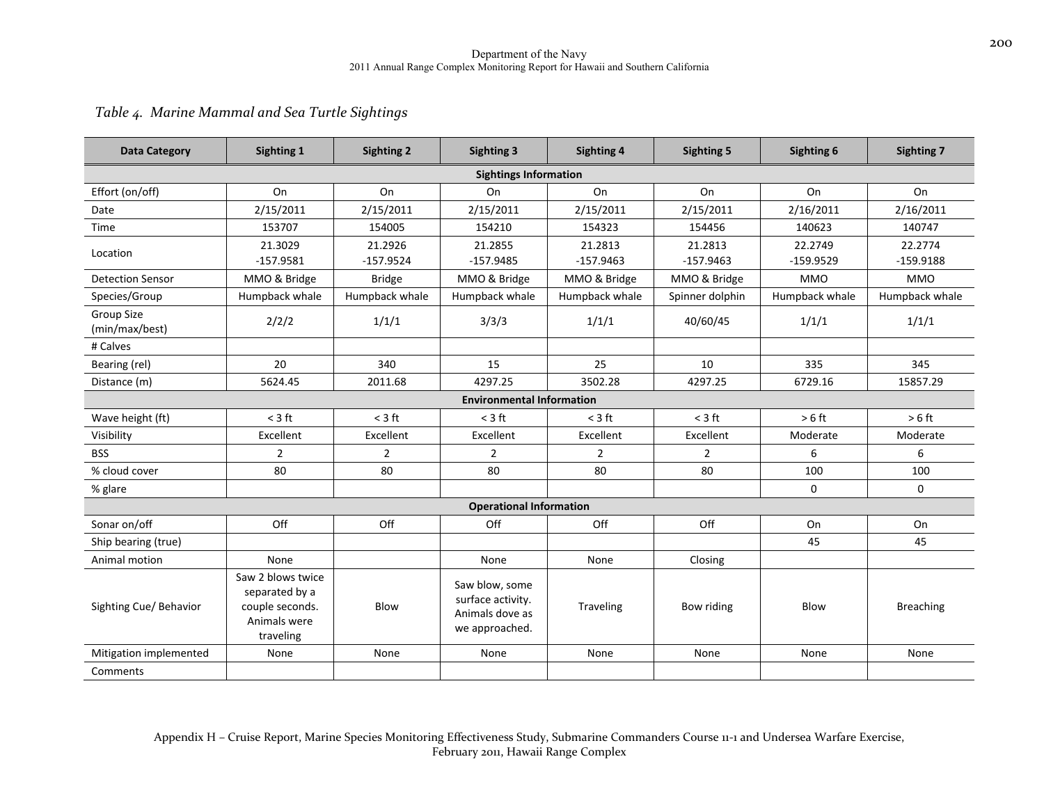*Table 4. Marine Mammal and Sea Turtle Sightings*

| Data Category | Sighting 1 | Sighting 2 | Sighting 3 | Sighting 4 | Sighting 5 | Sighting 6 | Sighting 7 |
|---|---|---|---|---|---|---|---|
| **Sightings Information** | | | | | | | |
| Effort (on/off) | On | On | On | On | On | On | On |
| Date | 2/15/2011 | 2/15/2011 | 2/15/2011 | 2/15/2011 | 2/15/2011 | 2/16/2011 | 2/16/2011 |
| Time | 153707 | 154005 | 154210 | 154323 | 154456 | 140623 | 140747 |
| Location | 21.3029 -157.9581 | 21.2926 -157.9524 | 21.2855 -157.9485 | 21.2813 -157.9463 | 21.2813 -157.9463 | 22.2749 -159.9529 | 22.2774 -159.9188 |
| Detection Sensor | MMO & Bridge | Bridge | MMO & Bridge | MMO & Bridge | MMO & Bridge | MMO | MMO |
| Species/Group | Humpback whale | Humpback whale | Humpback whale | Humpback whale | Spinner dolphin | Humpback whale | Humpback whale |
| Group Size (min/max/best) | 2/2/2 | 1/1/1 | 3/3/3 | 1/1/1 | 40/60/45 | 1/1/1 | 1/1/1 |
| # Calves | | | | | | | |
| Bearing (rel) | 20 | 340 | 15 | 25 | 10 | 335 | 345 |
| Distance (m) | 5624.45 | 2011.68 | 4297.25 | 3502.28 | 4297.25 | 6729.16 | 15857.29 |
| **Environmental Information** | | | | | | | |
| Wave height (ft) | < 3 ft | < 3 ft | < 3 ft | < 3 ft | < 3 ft | > 6 ft | > 6 ft |
| Visibility | Excellent | Excellent | Excellent | Excellent | Excellent | Moderate | Moderate |
| BSS | 2 | 2 | 2 | 2 | 2 | 6 | 6 |
| % cloud cover | 80 | 80 | 80 | 80 | 80 | 100 | 100 |
| % glare | | | | | | 0 | 0 |
| **Operational Information** | | | | | | | |
| Sonar on/off | Off | Off | Off | Off | Off | On | On |
| Ship bearing (true) | | | | | | 45 | 45 |
| Animal motion | None | | None | None | Closing | | |
| Sighting Cue/ Behavior | Saw 2 blows twice separated by a couple seconds. Animals were traveling | Blow | Saw blow, some surface activity. Animals dove as we approached. | Traveling | Bow riding | Blow | Breaching |
| Mitigation implemented | None | None | None | None | None | None | None |
| Comments | | | | | | | |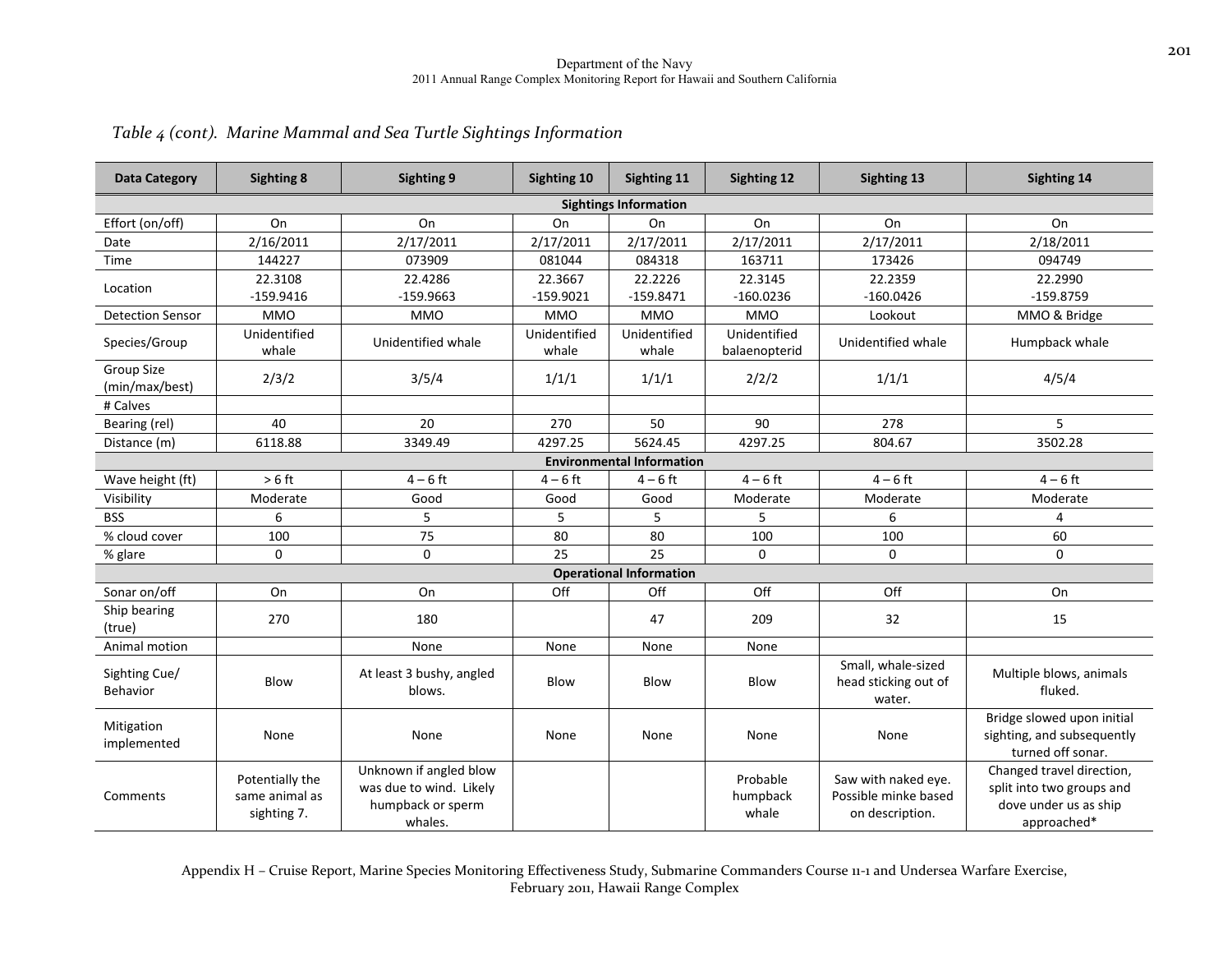*Table 4 (cont). Marine Mammal and Sea Turtle Sightings Information*

| Data Category | Sighting 8 | Sighting 9 | Sighting 10 | Sighting 11 | Sighting 12 | Sighting 13 | Sighting 14 |
|---|---|---|---|---|---|---|---|
| **Sightings Information** | | | | | | | |
| Effort (on/off) | On | On | On | On | On | On | On |
| Date | 2/16/2011 | 2/17/2011 | 2/17/2011 | 2/17/2011 | 2/17/2011 | 2/17/2011 | 2/18/2011 |
| Time | 144227 | 073909 | 081044 | 084318 | 163711 | 173426 | 094749 |
| Location | 22.3108 -159.9416 | 22.4286 -159.9663 | 22.3667 -159.9021 | 22.2226 -159.8471 | 22.3145 -160.0236 | 22.2359 -160.0426 | 22.2990 -159.8759 |
| Detection Sensor | MMO | MMO | MMO | MMO | MMO | Lookout | MMO & Bridge |
| Species/Group | Unidentified whale | Unidentified whale | Unidentified whale | Unidentified whale | Unidentified balaenopterid | Unidentified whale | Humpback whale |
| Group Size (min/max/best) | 2/3/2 | 3/5/4 | 1/1/1 | 1/1/1 | 2/2/2 | 1/1/1 | 4/5/4 |
| # Calves | | | | | | | |
| Bearing (rel) | 40 | 20 | 270 | 50 | 90 | 278 | 5 |
| Distance (m) | 6118.88 | 3349.49 | 4297.25 | 5624.45 | 4297.25 | 804.67 | 3502.28 |
| **Environmental Information** | | | | | | | |
| Wave height (ft) | > 6 ft | 4 – 6 ft | 4 – 6 ft | 4 – 6 ft | 4 – 6 ft | 4 – 6 ft | 4 – 6 ft |
| Visibility | Moderate | Good | Good | Good | Moderate | Moderate | Moderate |
| BSS | 6 | 5 | 5 | 5 | 5 | 6 | 4 |
| % cloud cover | 100 | 75 | 80 | 80 | 100 | 100 | 60 |
| % glare | 0 | 0 | 25 | 25 | 0 | 0 | 0 |
| **Operational Information** | | | | | | | |
| Sonar on/off | On | On | Off | Off | Off | Off | On |
| Ship bearing (true) | 270 | 180 | | 47 | 209 | 32 | 15 |
| Animal motion | | None | None | None | None | | |
| Sighting Cue/ Behavior | Blow | At least 3 bushy, angled blows. | Blow | Blow | Blow | Small, whale-sized head sticking out of water. | Multiple blows, animals fluked. |
| Mitigation implemented | None | None | None | None | None | None | Bridge slowed upon initial sighting, and subsequently turned off sonar. |
| Comments | Potentially the same animal as sighting 7. | Unknown if angled blow was due to wind. Likely humpback or sperm whales. | | | Probable humpback whale | Saw with naked eye. Possible minke based on description. | Changed travel direction, split into two groups and dove under us as ship approached* |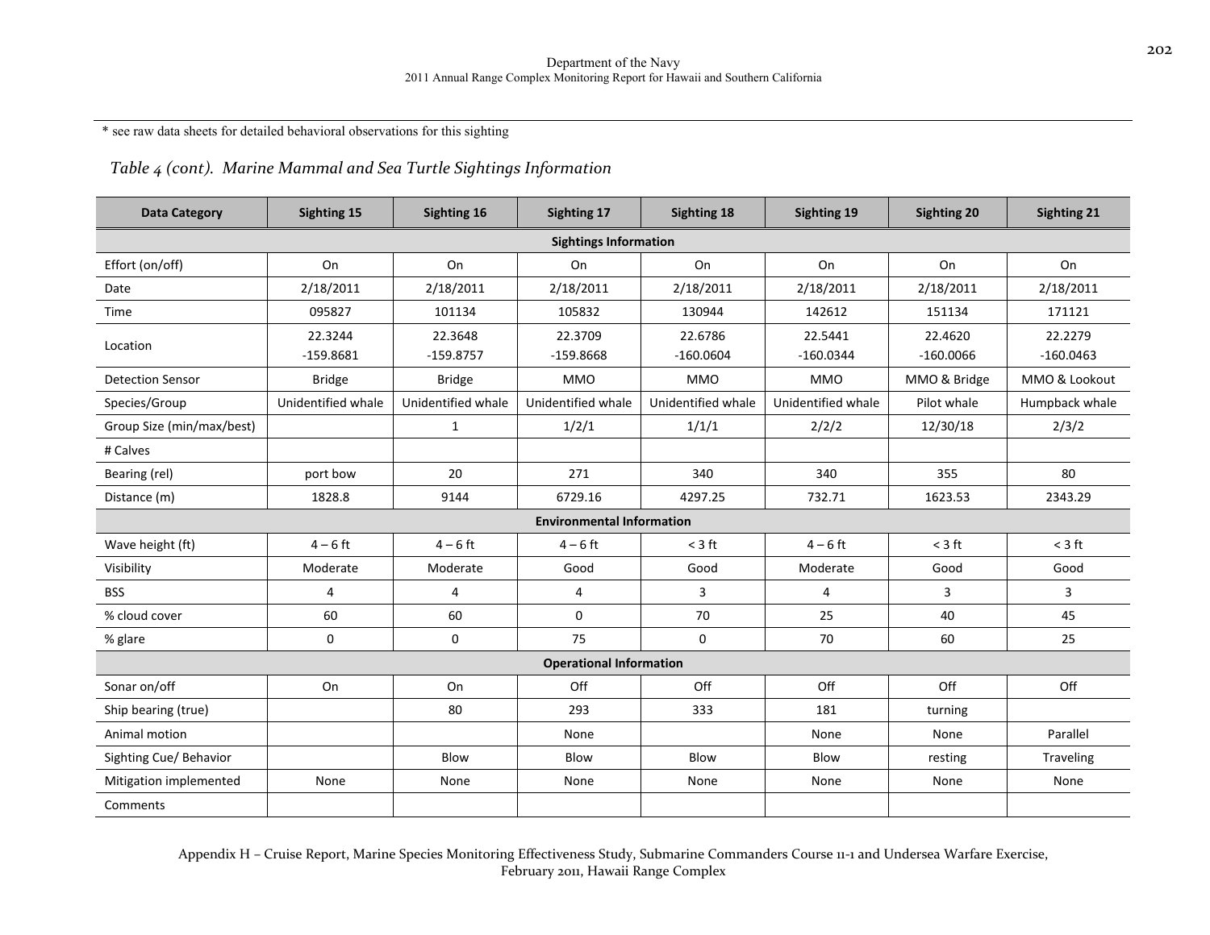\* see raw data sheets for detailed behavioral observations for this sighting

*Table 4 (cont). Marine Mammal and Sea Turtle Sightings Information*

| Data Category | Sighting 15 | Sighting 16 | Sighting 17 | Sighting 18 | Sighting 19 | Sighting 20 | Sighting 21 |
|---|---|---|---|---|---|---|---|
| **Sightings Information** | | | | | | | |
| Effort (on/off) | On | On | On | On | On | On | On |
| Date | 2/18/2011 | 2/18/2011 | 2/18/2011 | 2/18/2011 | 2/18/2011 | 2/18/2011 | 2/18/2011 |
| Time | 095827 | 101134 | 105832 | 130944 | 142612 | 151134 | 171121 |
| Location | 22.3244 -159.8681 | 22.3648 -159.8757 | 22.3709 -159.8668 | 22.6786 -160.0604 | 22.5441 -160.0344 | 22.4620 -160.0066 | 22.2279 -160.0463 |
| Detection Sensor | Bridge | Bridge | MMO | MMO | MMO | MMO & Bridge | MMO & Lookout |
| Species/Group | Unidentified whale | Unidentified whale | Unidentified whale | Unidentified whale | Unidentified whale | Pilot whale | Humpback whale |
| Group Size (min/max/best) | | 1 | 1/2/1 | 1/1/1 | 2/2/2 | 12/30/18 | 2/3/2 |
| # Calves | | | | | | | |
| Bearing (rel) | port bow | 20 | 271 | 340 | 340 | 355 | 80 |
| Distance (m) | 1828.8 | 9144 | 6729.16 | 4297.25 | 732.71 | 1623.53 | 2343.29 |
| **Environmental Information** | | | | | | | |
| Wave height (ft) | 4 – 6 ft | 4 – 6 ft | 4 – 6 ft | < 3 ft | 4 – 6 ft | < 3 ft | < 3 ft |
| Visibility | Moderate | Moderate | Good | Good | Moderate | Good | Good |
| BSS | 4 | 4 | 4 | 3 | 4 | 3 | 3 |
| % cloud cover | 60 | 60 | 0 | 70 | 25 | 40 | 45 |
| % glare | 0 | 0 | 75 | 0 | 70 | 60 | 25 |
| **Operational Information** | | | | | | | |
| Sonar on/off | On | On | Off | Off | Off | Off | Off |
| Ship bearing (true) | | 80 | 293 | 333 | 181 | turning | |
| Animal motion | | | None | | None | None | Parallel |
| Sighting Cue/ Behavior | | Blow | Blow | Blow | Blow | resting | Traveling |
| Mitigation implemented | None | None | None | None | None | None | None |
| Comments | | | | | | | |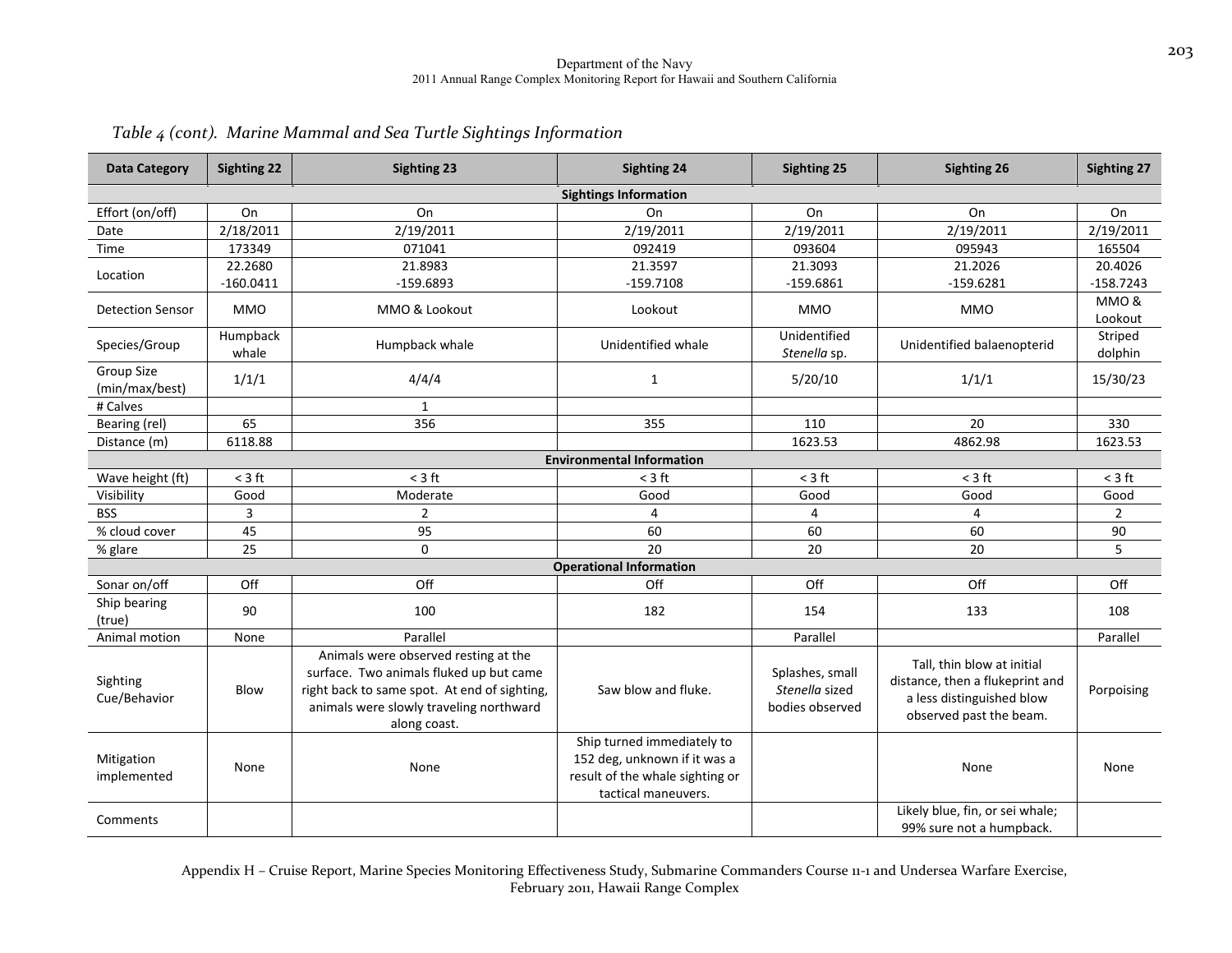*Table 4 (cont). Marine Mammal and Sea Turtle Sightings Information*

| Data Category | Sighting 22 | Sighting 23 | Sighting 24 | Sighting 25 | Sighting 26 | Sighting 27 |
|---|---|---|---|---|---|---|
| **Sightings Information** | | | | | | |
| Effort (on/off) | On | On | On | On | On | On |
| Date | 2/18/2011 | 2/19/2011 | 2/19/2011 | 2/19/2011 | 2/19/2011 | 2/19/2011 |
| Time | 173349 | 071041 | 092419 | 093604 | 095943 | 165504 |
| Location | 22.2680 -160.0411 | 21.8983 -159.6893 | 21.3597 -159.7108 | 21.3093 -159.6861 | 21.2026 -159.6281 | 20.4026 -158.7243 |
| Detection Sensor | MMO | MMO & Lookout | Lookout | MMO | MMO | MMO & Lookout |
| Species/Group | Humpback whale | Humpback whale | Unidentified whale | Unidentified *Stenella* sp. | Unidentified balaenopterid | Striped dolphin |
| Group Size (min/max/best) | 1/1/1 | 4/4/4 | 1 | 5/20/10 | 1/1/1 | 15/30/23 |
| # Calves | | 1 | | | | |
| Bearing (rel) | 65 | 356 | 355 | 110 | 20 | 330 |
| Distance (m) | 6118.88 | | | 1623.53 | 4862.98 | 1623.53 |
| **Environmental Information** | | | | | | |
| Wave height (ft) | < 3 ft | < 3 ft | < 3 ft | < 3 ft | < 3 ft | < 3 ft |
| Visibility | Good | Moderate | Good | Good | Good | Good |
| BSS | 3 | 2 | 4 | 4 | 4 | 2 |
| % cloud cover | 45 | 95 | 60 | 60 | 60 | 90 |
| % glare | 25 | 0 | 20 | 20 | 20 | 5 |
| **Operational Information** | | | | | | |
| Sonar on/off | Off | Off | Off | Off | Off | Off |
| Ship bearing (true) | 90 | 100 | 182 | 154 | 133 | 108 |
| Animal motion | None | Parallel | | Parallel | | Parallel |
| Sighting Cue/Behavior | Blow | Animals were observed resting at the surface. Two animals fluked up but came right back to same spot. At end of sighting, animals were slowly traveling northward along coast. | Saw blow and fluke. | Splashes, small *Stenella* sized bodies observed | Tall, thin blow at initial distance, then a flukeprint and a less distinguished blow observed past the beam. | Porpoising |
| Mitigation implemented | None | None | Ship turned immediately to 152 deg, unknown if it was a result of the whale sighting or tactical maneuvers. | | None | None |
| Comments | | | | | Likely blue, fin, or sei whale; 99% sure not a humpback. | |

Appendix H – Cruise Report, Marine Species Monitoring Effectiveness Study, Submarine Commanders Course 11-1 and Undersea Warfare Exercise, February 2011, Hawaii Range Complex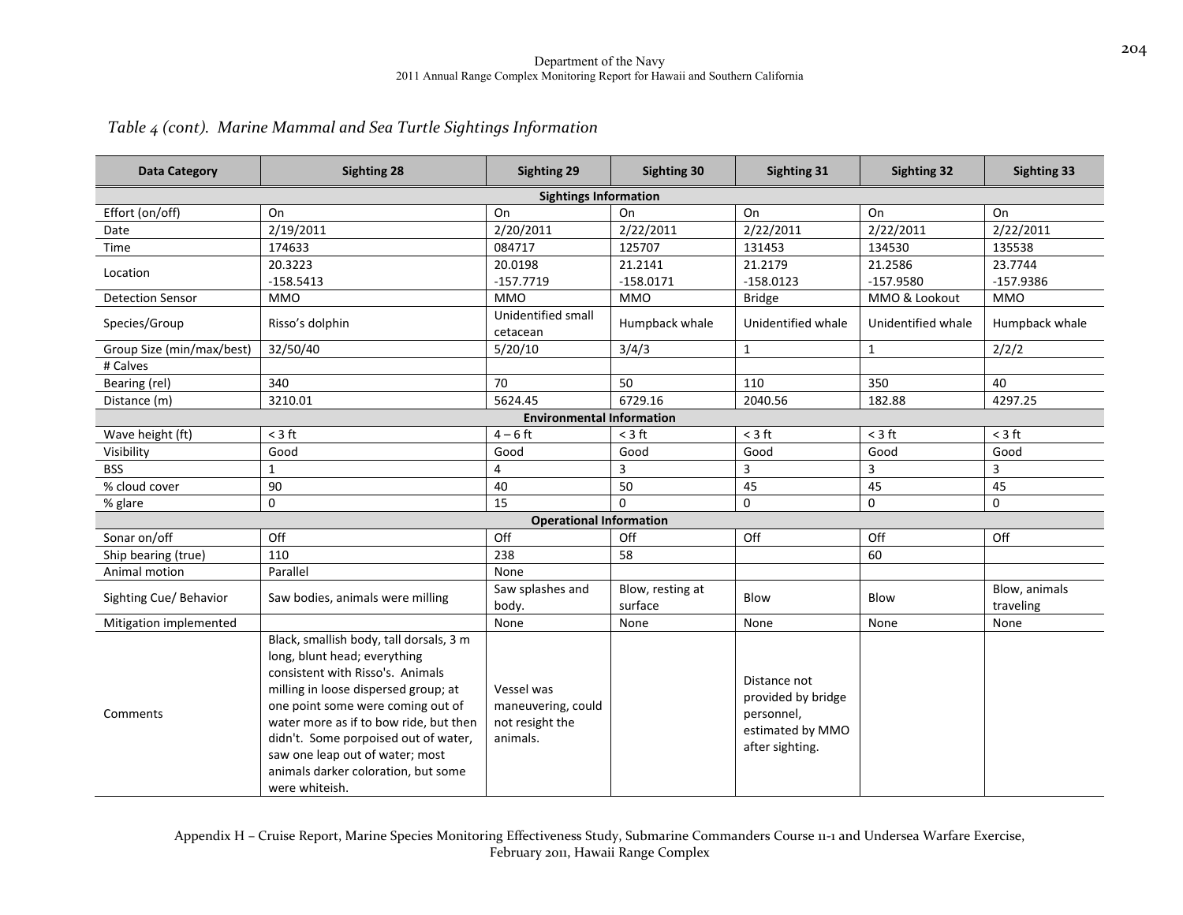*Table 4 (cont). Marine Mammal and Sea Turtle Sightings Information*

| Data Category | Sighting 28 | Sighting 29 | Sighting 30 | Sighting 31 | Sighting 32 | Sighting 33 |
|---|---|---|---|---|---|---|
| **Sightings Information** | | | | | | |
| Effort (on/off) | On | On | On | On | On | On |
| Date | 2/19/2011 | 2/20/2011 | 2/22/2011 | 2/22/2011 | 2/22/2011 | 2/22/2011 |
| Time | 174633 | 084717 | 125707 | 131453 | 134530 | 135538 |
| Location | 20.3223 -158.5413 | 20.0198 -157.7719 | 21.2141 -158.0171 | 21.2179 -158.0123 | 21.2586 -157.9580 | 23.7744 -157.9386 |
| Detection Sensor | MMO | MMO | MMO | Bridge | MMO & Lookout | MMO |
| Species/Group | Risso's dolphin | Unidentified small cetacean | Humpback whale | Unidentified whale | Unidentified whale | Humpback whale |
| Group Size (min/max/best) | 32/50/40 | 5/20/10 | 3/4/3 | 1 | 1 | 2/2/2 |
| # Calves | | | | | | |
| Bearing (rel) | 340 | 70 | 50 | 110 | 350 | 40 |
| Distance (m) | 3210.01 | 5624.45 | 6729.16 | 2040.56 | 182.88 | 4297.25 |
| **Environmental Information** | | | | | | |
| Wave height (ft) | < 3 ft | 4 – 6 ft | < 3 ft | < 3 ft | < 3 ft | < 3 ft |
| Visibility | Good | Good | Good | Good | Good | Good |
| BSS | 1 | 4 | 3 | 3 | 3 | 3 |
| % cloud cover | 90 | 40 | 50 | 45 | 45 | 45 |
| % glare | 0 | 15 | 0 | 0 | 0 | 0 |
| **Operational Information** | | | | | | |
| Sonar on/off | Off | Off | Off | Off | Off | Off |
| Ship bearing (true) | 110 | 238 | 58 | | 60 | |
| Animal motion | Parallel | None | | | | |
| Sighting Cue/ Behavior | Saw bodies, animals were milling | Saw splashes and body. | Blow, resting at surface | Blow | Blow | Blow, animals traveling |
| Mitigation implemented | | None | None | None | None | None |
| Comments | Black, smallish body, tall dorsals, 3 m long, blunt head; everything consistent with Risso's. Animals milling in loose dispersed group; at one point some were coming out of water more as if to bow ride, but then didn't. Some porpoised out of water, saw one leap out of water; most animals darker coloration, but some were whiteish. | Vessel was maneuvering, could not resight the animals. | | Distance not provided by bridge personnel, estimated by MMO after sighting. | | |

Appendix H – Cruise Report, Marine Species Monitoring Effectiveness Study, Submarine Commanders Course 11-1 and Undersea Warfare Exercise, February 2011, Hawaii Range Complex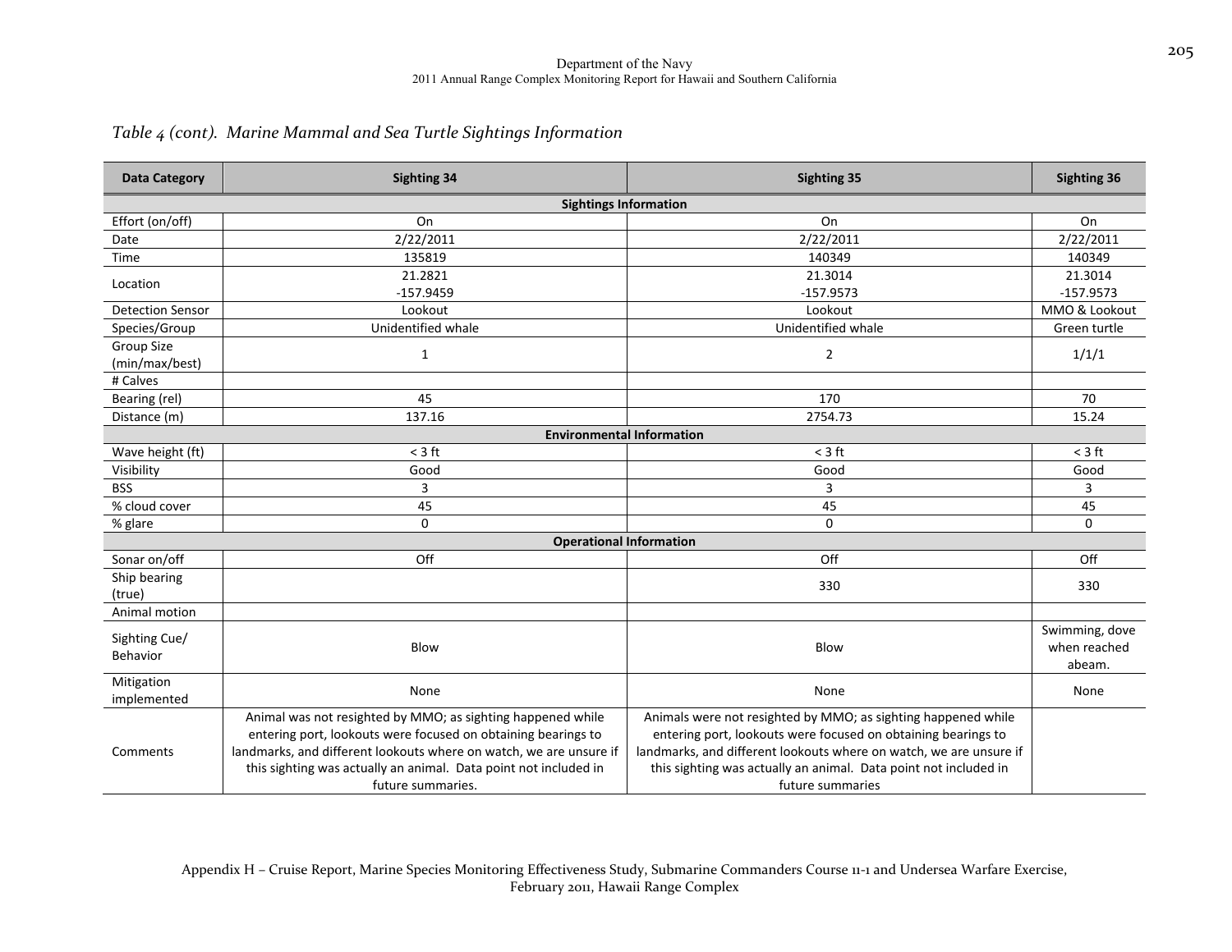*Table 4 (cont). Marine Mammal and Sea Turtle Sightings Information*

| Data Category | Sighting 34 | Sighting 35 | Sighting 36 |
|---|---|---|---|
| **Sightings Information** | | | |
| Effort (on/off) | On | On | On |
| Date | 2/22/2011 | 2/22/2011 | 2/22/2011 |
| Time | 135819 | 140349 | 140349 |
| Location | 21.2821<br>-157.9459 | 21.3014<br>-157.9573 | 21.3014<br>-157.9573 |
| Detection Sensor | Lookout | Lookout | MMO & Lookout |
| Species/Group | Unidentified whale | Unidentified whale | Green turtle |
| Group Size (min/max/best) | 1 | 2 | 1/1/1 |
| # Calves | | | |
| Bearing (rel) | 45 | 170 | 70 |
| Distance (m) | 137.16 | 2754.73 | 15.24 |
| **Environmental Information** | | | |
| Wave height (ft) | < 3 ft | < 3 ft | < 3 ft |
| Visibility | Good | Good | Good |
| BSS | 3 | 3 | 3 |
| % cloud cover | 45 | 45 | 45 |
| % glare | 0 | 0 | 0 |
| **Operational Information** | | | |
| Sonar on/off | Off | Off | Off |
| Ship bearing (true) | | 330 | 330 |
| Animal motion | | | |
| Sighting Cue/ Behavior | Blow | Blow | Swimming, dove when reached abeam. |
| Mitigation implemented | None | None | None |
| Comments | Animal was not resighted by MMO; as sighting happened while entering port, lookouts were focused on obtaining bearings to landmarks, and different lookouts where on watch, we are unsure if this sighting was actually an animal. Data point not included in future summaries. | Animals were not resighted by MMO; as sighting happened while entering port, lookouts were focused on obtaining bearings to landmarks, and different lookouts where on watch, we are unsure if this sighting was actually an animal. Data point not included in future summaries | |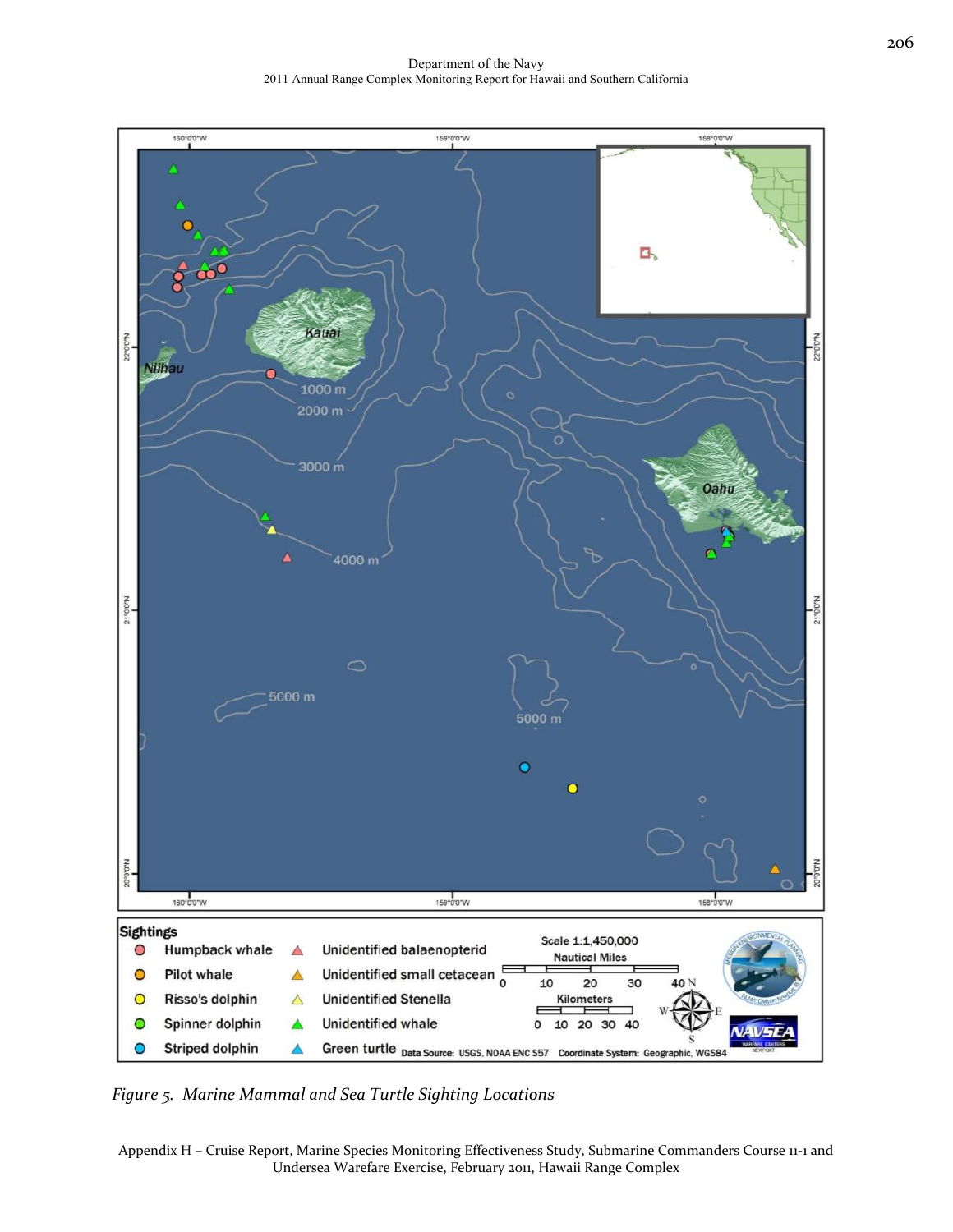*Figure 5. Marine Mammal and Sea Turtle Sighting Locations*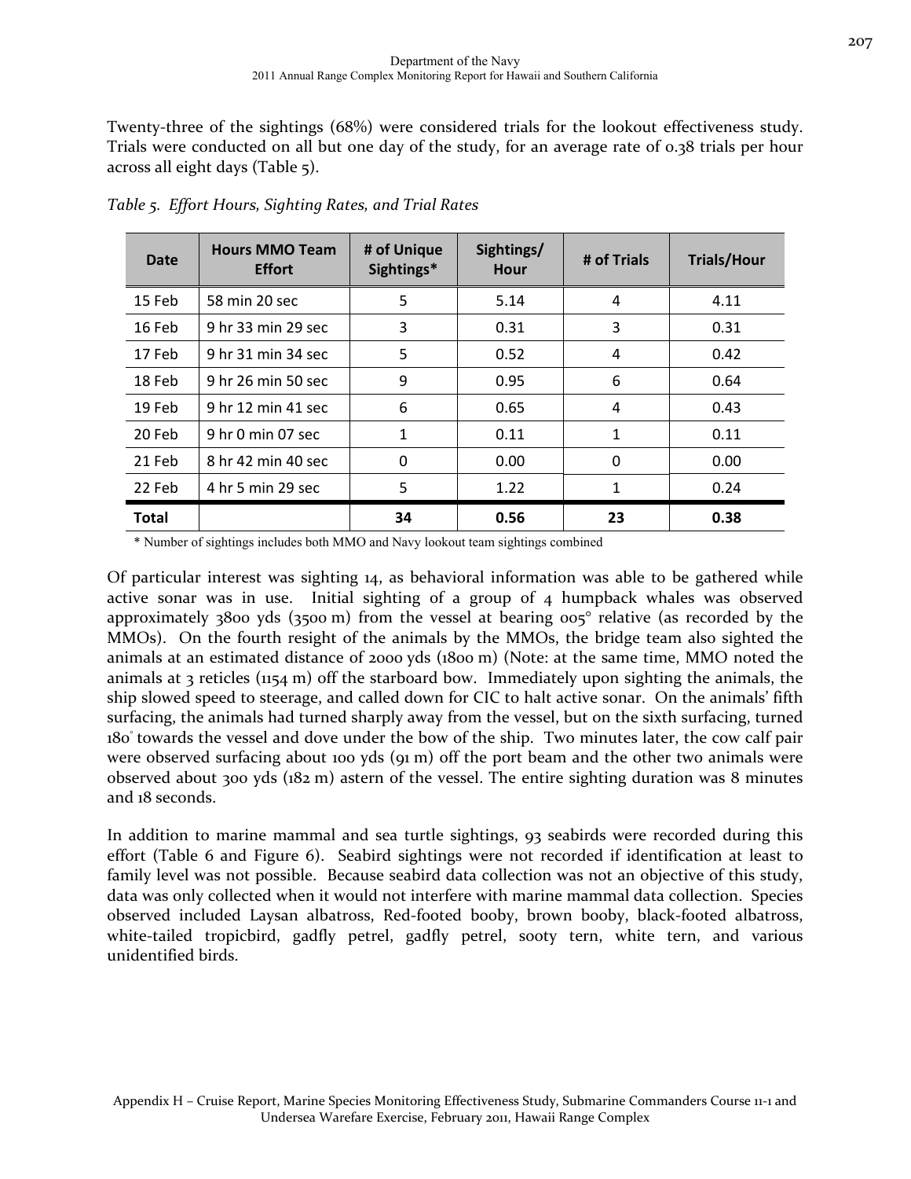Twenty-three of the sightings (68%) were considered trials for the lookout effectiveness study. Trials were conducted on all but one day of the study, for an average rate of 0.38 trials per hour across all eight days (Table 5).

*Table 5. Effort Hours, Sighting Rates, and Trial Rates*

| Date | Hours MMO Team Effort | # of Unique Sightings* | Sightings/ Hour | # of Trials | Trials/Hour |
|---|---|---|---|---|---|
| 15 Feb | 58 min 20 sec | 5 | 5.14 | 4 | 4.11 |
| 16 Feb | 9 hr 33 min 29 sec | 3 | 0.31 | 3 | 0.31 |
| 17 Feb | 9 hr 31 min 34 sec | 5 | 0.52 | 4 | 0.42 |
| 18 Feb | 9 hr 26 min 50 sec | 9 | 0.95 | 6 | 0.64 |
| 19 Feb | 9 hr 12 min 41 sec | 6 | 0.65 | 4 | 0.43 |
| 20 Feb | 9 hr 0 min 07 sec | 1 | 0.11 | 1 | 0.11 |
| 21 Feb | 8 hr 42 min 40 sec | 0 | 0.00 | 0 | 0.00 |
| 22 Feb | 4 hr 5 min 29 sec | 5 | 1.22 | 1 | 0.24 |
| **Total** | | **34** | **0.56** | **23** | **0.38** |

\* Number of sightings includes both MMO and Navy lookout team sightings combined

Of particular interest was sighting 14, as behavioral information was able to be gathered while active sonar was in use. Initial sighting of a group of 4 humpback whales was observed approximately 3800 yds (3500 m) from the vessel at bearing 005° relative (as recorded by the MMOs). On the fourth resight of the animals by the MMOs, the bridge team also sighted the animals at an estimated distance of 2000 yds (1800 m) (Note: at the same time, MMO noted the animals at 3 reticles (1154 m) off the starboard bow. Immediately upon sighting the animals, the ship slowed speed to steerage, and called down for CIC to halt active sonar. On the animals' fifth surfacing, the animals had turned sharply away from the vessel, but on the sixth surfacing, turned 180° towards the vessel and dove under the bow of the ship. Two minutes later, the cow calf pair were observed surfacing about 100 yds (91 m) off the port beam and the other two animals were observed about 300 yds (182 m) astern of the vessel. The entire sighting duration was 8 minutes and 18 seconds.

In addition to marine mammal and sea turtle sightings, 93 seabirds were recorded during this effort (Table 6 and Figure 6). Seabird sightings were not recorded if identification at least to family level was not possible. Because seabird data collection was not an objective of this study, data was only collected when it would not interfere with marine mammal data collection. Species observed included Laysan albatross, Red-footed booby, brown booby, black-footed albatross, white-tailed tropicbird, gadfly petrel, gadfly petrel, sooty tern, white tern, and various unidentified birds.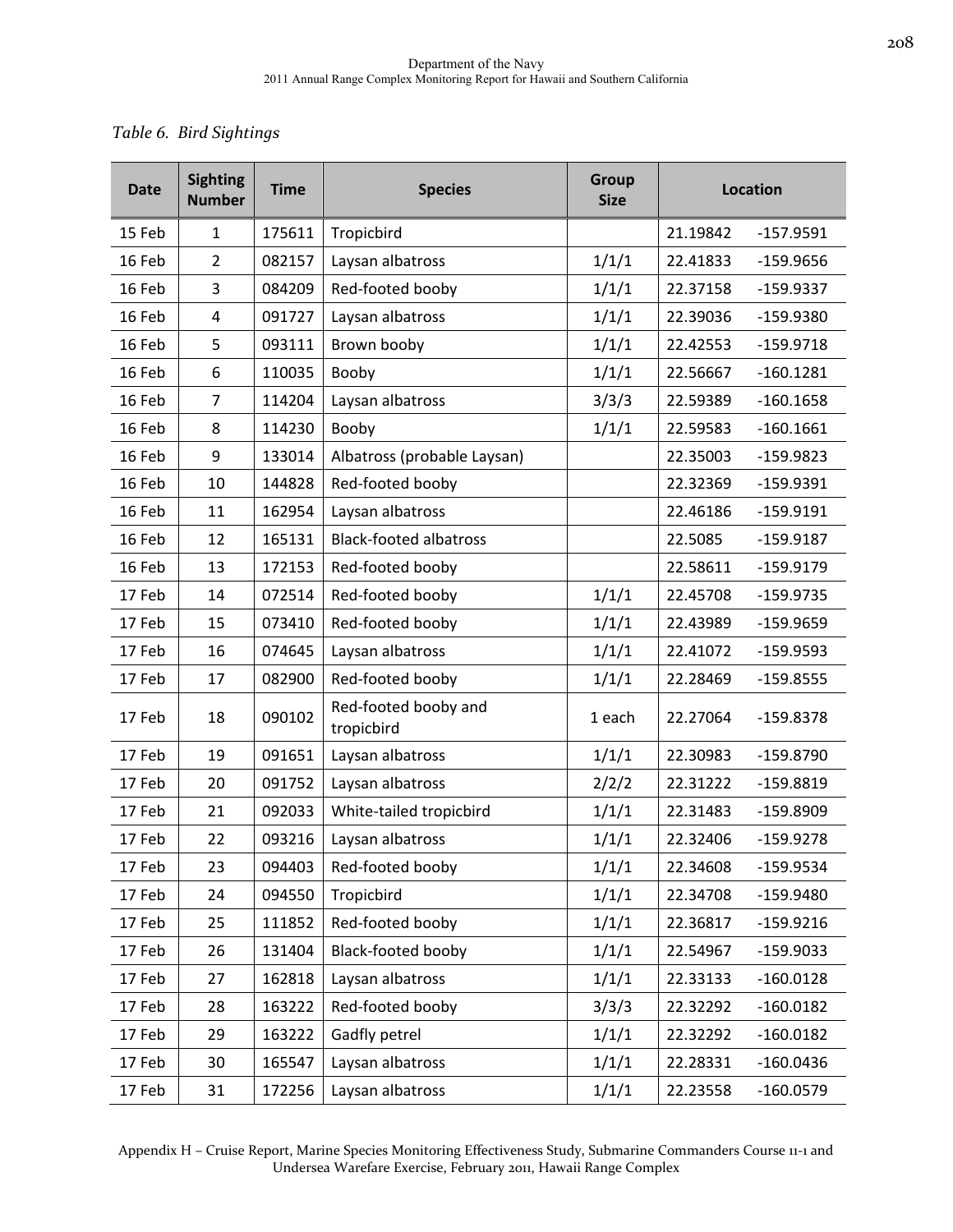*Table 6. Bird Sightings*

| Date | Sighting Number | Time | Species | Group Size | Location | |
|---|---|---|---|---|---|---|
| 15 Feb | 1 | 175611 | Tropicbird | | 21.19842 | -157.9591 |
| 16 Feb | 2 | 082157 | Laysan albatross | 1/1/1 | 22.41833 | -159.9656 |
| 16 Feb | 3 | 084209 | Red-footed booby | 1/1/1 | 22.37158 | -159.9337 |
| 16 Feb | 4 | 091727 | Laysan albatross | 1/1/1 | 22.39036 | -159.9380 |
| 16 Feb | 5 | 093111 | Brown booby | 1/1/1 | 22.42553 | -159.9718 |
| 16 Feb | 6 | 110035 | Booby | 1/1/1 | 22.56667 | -160.1281 |
| 16 Feb | 7 | 114204 | Laysan albatross | 3/3/3 | 22.59389 | -160.1658 |
| 16 Feb | 8 | 114230 | Booby | 1/1/1 | 22.59583 | -160.1661 |
| 16 Feb | 9 | 133014 | Albatross (probable Laysan) | | 22.35003 | -159.9823 |
| 16 Feb | 10 | 144828 | Red-footed booby | | 22.32369 | -159.9391 |
| 16 Feb | 11 | 162954 | Laysan albatross | | 22.46186 | -159.9191 |
| 16 Feb | 12 | 165131 | Black-footed albatross | | 22.5085 | -159.9187 |
| 16 Feb | 13 | 172153 | Red-footed booby | | 22.58611 | -159.9179 |
| 17 Feb | 14 | 072514 | Red-footed booby | 1/1/1 | 22.45708 | -159.9735 |
| 17 Feb | 15 | 073410 | Red-footed booby | 1/1/1 | 22.43989 | -159.9659 |
| 17 Feb | 16 | 074645 | Laysan albatross | 1/1/1 | 22.41072 | -159.9593 |
| 17 Feb | 17 | 082900 | Red-footed booby | 1/1/1 | 22.28469 | -159.8555 |
| 17 Feb | 18 | 090102 | Red-footed booby and tropicbird | 1 each | 22.27064 | -159.8378 |
| 17 Feb | 19 | 091651 | Laysan albatross | 1/1/1 | 22.30983 | -159.8790 |
| 17 Feb | 20 | 091752 | Laysan albatross | 2/2/2 | 22.31222 | -159.8819 |
| 17 Feb | 21 | 092033 | White-tailed tropicbird | 1/1/1 | 22.31483 | -159.8909 |
| 17 Feb | 22 | 093216 | Laysan albatross | 1/1/1 | 22.32406 | -159.9278 |
| 17 Feb | 23 | 094403 | Red-footed booby | 1/1/1 | 22.34608 | -159.9534 |
| 17 Feb | 24 | 094550 | Tropicbird | 1/1/1 | 22.34708 | -159.9480 |
| 17 Feb | 25 | 111852 | Red-footed booby | 1/1/1 | 22.36817 | -159.9216 |
| 17 Feb | 26 | 131404 | Black-footed booby | 1/1/1 | 22.54967 | -159.9033 |
| 17 Feb | 27 | 162818 | Laysan albatross | 1/1/1 | 22.33133 | -160.0128 |
| 17 Feb | 28 | 163222 | Red-footed booby | 3/3/3 | 22.32292 | -160.0182 |
| 17 Feb | 29 | 163222 | Gadfly petrel | 1/1/1 | 22.32292 | -160.0182 |
| 17 Feb | 30 | 165547 | Laysan albatross | 1/1/1 | 22.28331 | -160.0436 |
| 17 Feb | 31 | 172256 | Laysan albatross | 1/1/1 | 22.23558 | -160.0579 |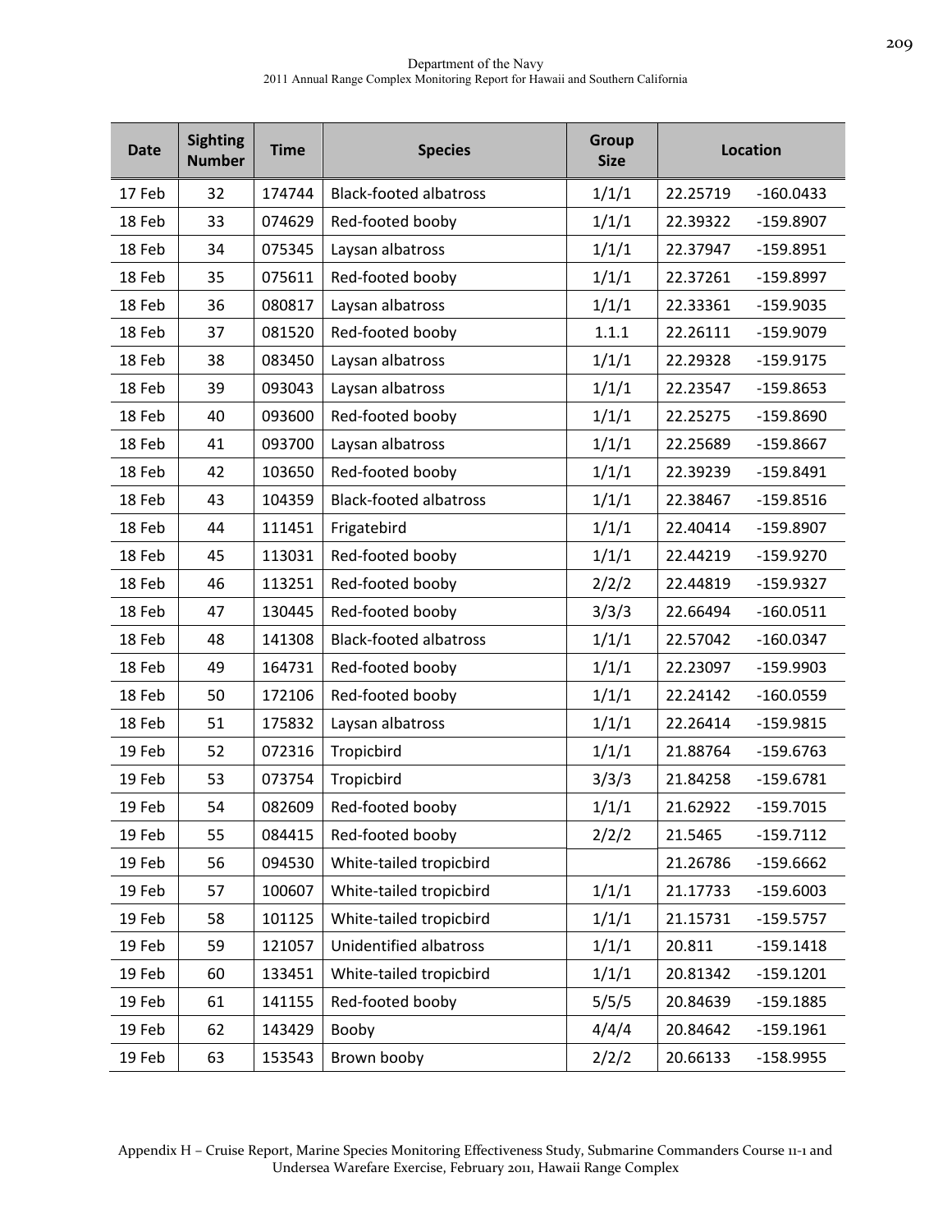| Date | Sighting Number | Time | Species | Group Size | Location | |
|---|---|---|---|---|---|---|
| 17 Feb | 32 | 174744 | Black-footed albatross | 1/1/1 | 22.25719 | -160.0433 |
| 18 Feb | 33 | 074629 | Red-footed booby | 1/1/1 | 22.39322 | -159.8907 |
| 18 Feb | 34 | 075345 | Laysan albatross | 1/1/1 | 22.37947 | -159.8951 |
| 18 Feb | 35 | 075611 | Red-footed booby | 1/1/1 | 22.37261 | -159.8997 |
| 18 Feb | 36 | 080817 | Laysan albatross | 1/1/1 | 22.33361 | -159.9035 |
| 18 Feb | 37 | 081520 | Red-footed booby | 1.1.1 | 22.26111 | -159.9079 |
| 18 Feb | 38 | 083450 | Laysan albatross | 1/1/1 | 22.29328 | -159.9175 |
| 18 Feb | 39 | 093043 | Laysan albatross | 1/1/1 | 22.23547 | -159.8653 |
| 18 Feb | 40 | 093600 | Red-footed booby | 1/1/1 | 22.25275 | -159.8690 |
| 18 Feb | 41 | 093700 | Laysan albatross | 1/1/1 | 22.25689 | -159.8667 |
| 18 Feb | 42 | 103650 | Red-footed booby | 1/1/1 | 22.39239 | -159.8491 |
| 18 Feb | 43 | 104359 | Black-footed albatross | 1/1/1 | 22.38467 | -159.8516 |
| 18 Feb | 44 | 111451 | Frigatebird | 1/1/1 | 22.40414 | -159.8907 |
| 18 Feb | 45 | 113031 | Red-footed booby | 1/1/1 | 22.44219 | -159.9270 |
| 18 Feb | 46 | 113251 | Red-footed booby | 2/2/2 | 22.44819 | -159.9327 |
| 18 Feb | 47 | 130445 | Red-footed booby | 3/3/3 | 22.66494 | -160.0511 |
| 18 Feb | 48 | 141308 | Black-footed albatross | 1/1/1 | 22.57042 | -160.0347 |
| 18 Feb | 49 | 164731 | Red-footed booby | 1/1/1 | 22.23097 | -159.9903 |
| 18 Feb | 50 | 172106 | Red-footed booby | 1/1/1 | 22.24142 | -160.0559 |
| 18 Feb | 51 | 175832 | Laysan albatross | 1/1/1 | 22.26414 | -159.9815 |
| 19 Feb | 52 | 072316 | Tropicbird | 1/1/1 | 21.88764 | -159.6763 |
| 19 Feb | 53 | 073754 | Tropicbird | 3/3/3 | 21.84258 | -159.6781 |
| 19 Feb | 54 | 082609 | Red-footed booby | 1/1/1 | 21.62922 | -159.7015 |
| 19 Feb | 55 | 084415 | Red-footed booby | 2/2/2 | 21.5465 | -159.7112 |
| 19 Feb | 56 | 094530 | White-tailed tropicbird | | 21.26786 | -159.6662 |
| 19 Feb | 57 | 100607 | White-tailed tropicbird | 1/1/1 | 21.17733 | -159.6003 |
| 19 Feb | 58 | 101125 | White-tailed tropicbird | 1/1/1 | 21.15731 | -159.5757 |
| 19 Feb | 59 | 121057 | Unidentified albatross | 1/1/1 | 20.811 | -159.1418 |
| 19 Feb | 60 | 133451 | White-tailed tropicbird | 1/1/1 | 20.81342 | -159.1201 |
| 19 Feb | 61 | 141155 | Red-footed booby | 5/5/5 | 20.84639 | -159.1885 |
| 19 Feb | 62 | 143429 | Booby | 4/4/4 | 20.84642 | -159.1961 |
| 19 Feb | 63 | 153543 | Brown booby | 2/2/2 | 20.66133 | -158.9955 |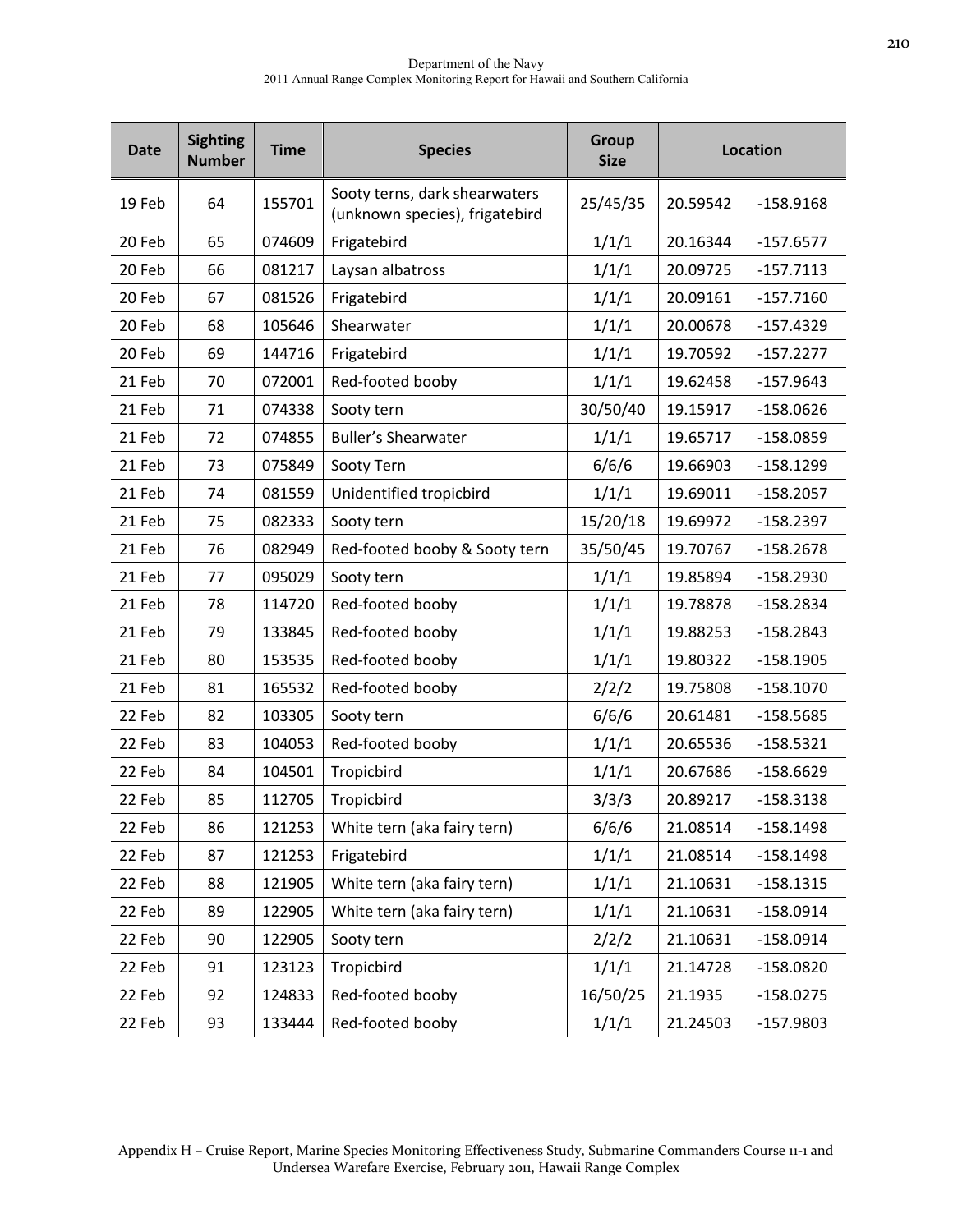| Date | Sighting Number | Time | Species | Group Size | Location | |
|---|---|---|---|---|---|---|
| 19 Feb | 64 | 155701 | Sooty terns, dark shearwaters (unknown species), frigatebird | 25/45/35 | 20.59542 | -158.9168 |
| 20 Feb | 65 | 074609 | Frigatebird | 1/1/1 | 20.16344 | -157.6577 |
| 20 Feb | 66 | 081217 | Laysan albatross | 1/1/1 | 20.09725 | -157.7113 |
| 20 Feb | 67 | 081526 | Frigatebird | 1/1/1 | 20.09161 | -157.7160 |
| 20 Feb | 68 | 105646 | Shearwater | 1/1/1 | 20.00678 | -157.4329 |
| 20 Feb | 69 | 144716 | Frigatebird | 1/1/1 | 19.70592 | -157.2277 |
| 21 Feb | 70 | 072001 | Red-footed booby | 1/1/1 | 19.62458 | -157.9643 |
| 21 Feb | 71 | 074338 | Sooty tern | 30/50/40 | 19.15917 | -158.0626 |
| 21 Feb | 72 | 074855 | Buller's Shearwater | 1/1/1 | 19.65717 | -158.0859 |
| 21 Feb | 73 | 075849 | Sooty Tern | 6/6/6 | 19.66903 | -158.1299 |
| 21 Feb | 74 | 081559 | Unidentified tropicbird | 1/1/1 | 19.69011 | -158.2057 |
| 21 Feb | 75 | 082333 | Sooty tern | 15/20/18 | 19.69972 | -158.2397 |
| 21 Feb | 76 | 082949 | Red-footed booby & Sooty tern | 35/50/45 | 19.70767 | -158.2678 |
| 21 Feb | 77 | 095029 | Sooty tern | 1/1/1 | 19.85894 | -158.2930 |
| 21 Feb | 78 | 114720 | Red-footed booby | 1/1/1 | 19.78878 | -158.2834 |
| 21 Feb | 79 | 133845 | Red-footed booby | 1/1/1 | 19.88253 | -158.2843 |
| 21 Feb | 80 | 153535 | Red-footed booby | 1/1/1 | 19.80322 | -158.1905 |
| 21 Feb | 81 | 165532 | Red-footed booby | 2/2/2 | 19.75808 | -158.1070 |
| 22 Feb | 82 | 103305 | Sooty tern | 6/6/6 | 20.61481 | -158.5685 |
| 22 Feb | 83 | 104053 | Red-footed booby | 1/1/1 | 20.65536 | -158.5321 |
| 22 Feb | 84 | 104501 | Tropicbird | 1/1/1 | 20.67686 | -158.6629 |
| 22 Feb | 85 | 112705 | Tropicbird | 3/3/3 | 20.89217 | -158.3138 |
| 22 Feb | 86 | 121253 | White tern (aka fairy tern) | 6/6/6 | 21.08514 | -158.1498 |
| 22 Feb | 87 | 121253 | Frigatebird | 1/1/1 | 21.08514 | -158.1498 |
| 22 Feb | 88 | 121905 | White tern (aka fairy tern) | 1/1/1 | 21.10631 | -158.1315 |
| 22 Feb | 89 | 122905 | White tern (aka fairy tern) | 1/1/1 | 21.10631 | -158.0914 |
| 22 Feb | 90 | 122905 | Sooty tern | 2/2/2 | 21.10631 | -158.0914 |
| 22 Feb | 91 | 123123 | Tropicbird | 1/1/1 | 21.14728 | -158.0820 |
| 22 Feb | 92 | 124833 | Red-footed booby | 16/50/25 | 21.1935 | -158.0275 |
| 22 Feb | 93 | 133444 | Red-footed booby | 1/1/1 | 21.24503 | -157.9803 |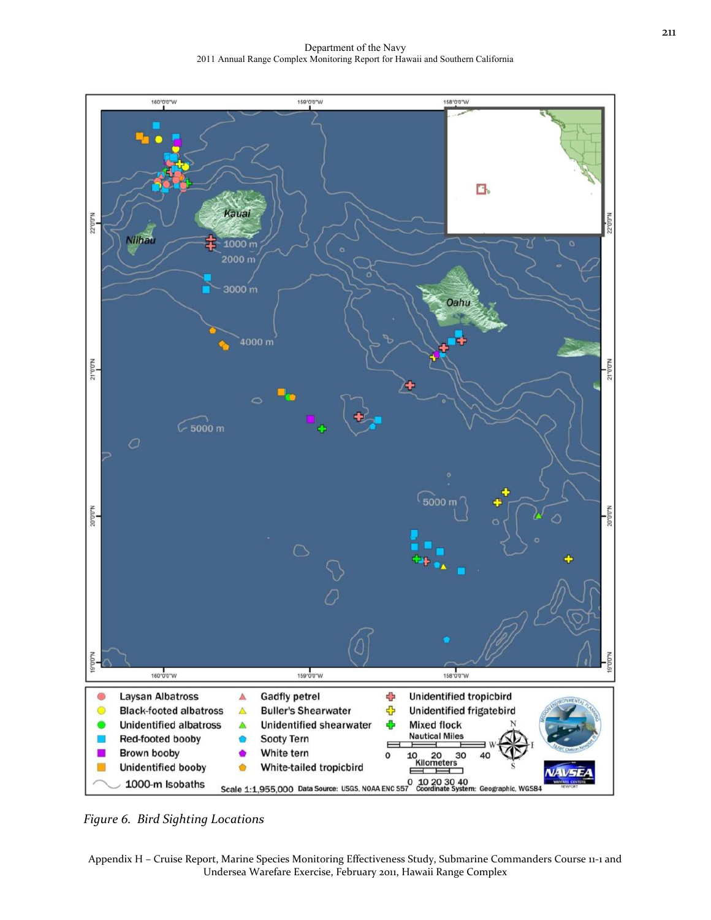Figure 6. *Bird Sighting Locations*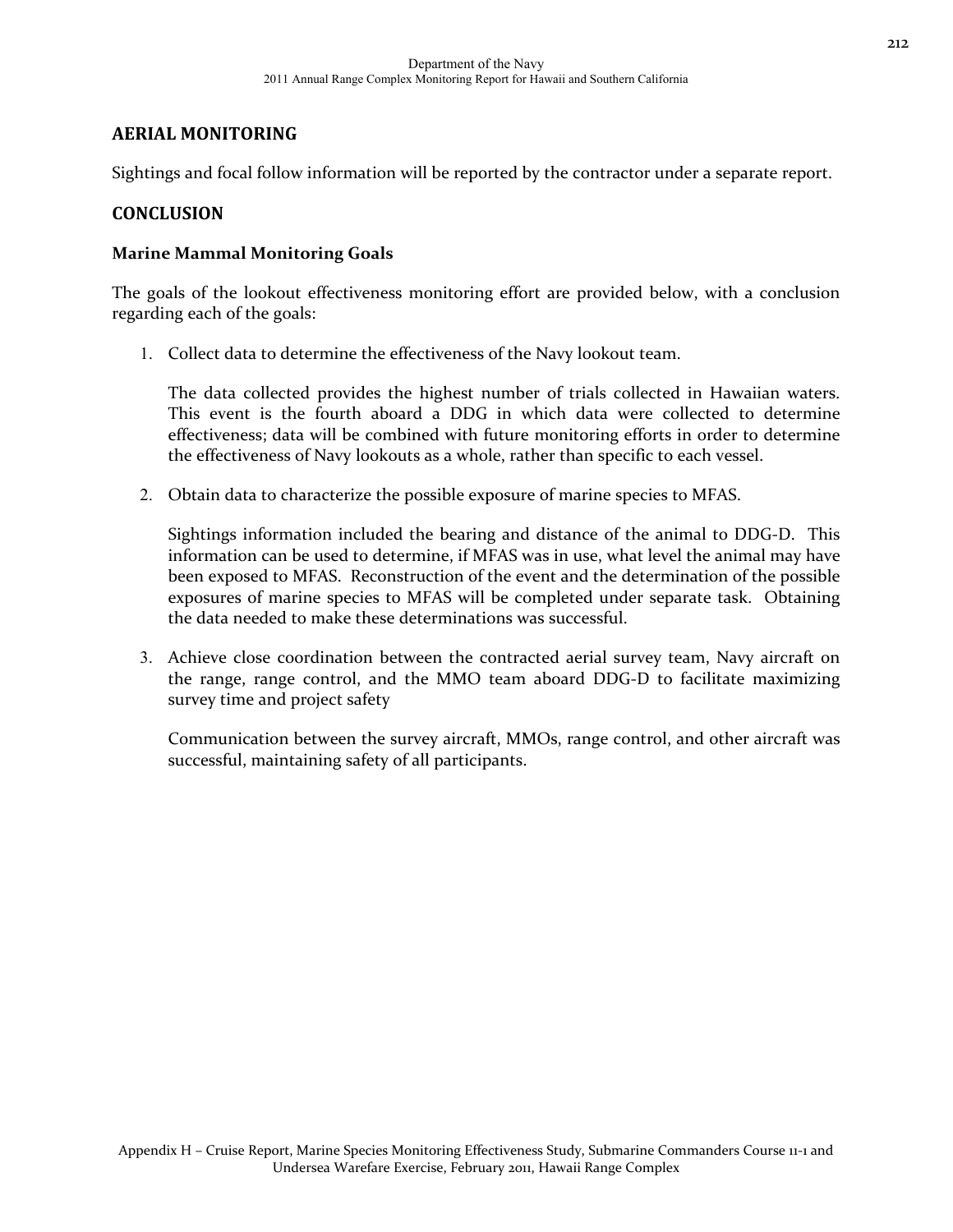## AERIAL MONITORING

Sightings and focal follow information will be reported by the contractor under a separate report.

## CONCLUSION

### Marine Mammal Monitoring Goals

The goals of the lookout effectiveness monitoring effort are provided below, with a conclusion regarding each of the goals:

1. Collect data to determine the effectiveness of the Navy lookout team.

   The data collected provides the highest number of trials collected in Hawaiian waters. This event is the fourth aboard a DDG in which data were collected to determine effectiveness; data will be combined with future monitoring efforts in order to determine the effectiveness of Navy lookouts as a whole, rather than specific to each vessel.

2. Obtain data to characterize the possible exposure of marine species to MFAS.

   Sightings information included the bearing and distance of the animal to DDG-D. This information can be used to determine, if MFAS was in use, what level the animal may have been exposed to MFAS. Reconstruction of the event and the determination of the possible exposures of marine species to MFAS will be completed under separate task. Obtaining the data needed to make these determinations was successful.

3. Achieve close coordination between the contracted aerial survey team, Navy aircraft on the range, range control, and the MMO team aboard DDG-D to facilitate maximizing survey time and project safety

   Communication between the survey aircraft, MMOs, range control, and other aircraft was successful, maintaining safety of all participants.